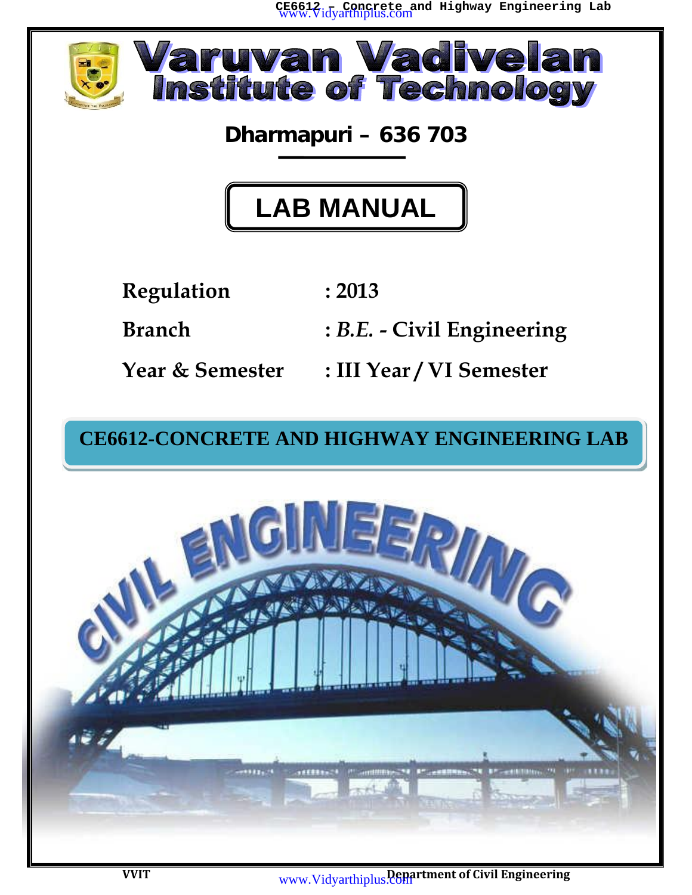# Varuvan Vadivelan Institute of Technology

## Dharmapuri – 636 703

# LAB MANUAL

| | |
|---|---|
| **Regulation** | **: 2013** |
| **Branch** | **: *B.E.* - Civil Engineering** |
| **Year & Semester** | **: III Year / VI Semester** |

## CE6612-CONCRETE AND HIGHWAY ENGINEERING LAB

CIVIL ENGINEERING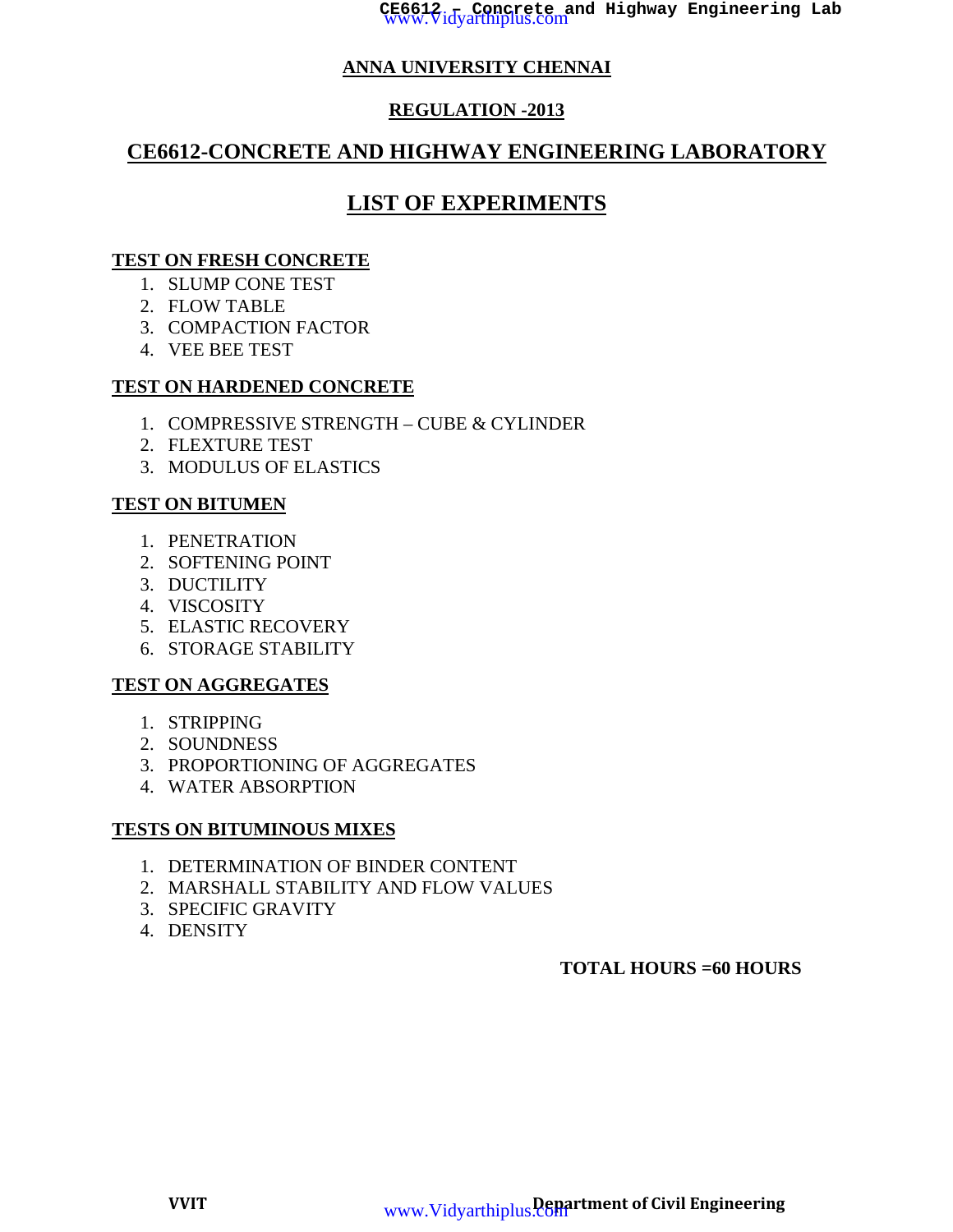# ANNA UNIVERSITY CHENNAI

## REGULATION -2013

## CE6612-CONCRETE AND HIGHWAY ENGINEERING LABORATORY

## LIST OF EXPERIMENTS

### TEST ON FRESH CONCRETE

1. SLUMP CONE TEST
2. FLOW TABLE
3. COMPACTION FACTOR
4. VEE BEE TEST

### TEST ON HARDENED CONCRETE

1. COMPRESSIVE STRENGTH – CUBE & CYLINDER
2. FLEXTURE TEST
3. MODULUS OF ELASTICS

### TEST ON BITUMEN

1. PENETRATION
2. SOFTENING POINT
3. DUCTILITY
4. VISCOSITY
5. ELASTIC RECOVERY
6. STORAGE STABILITY

### TEST ON AGGREGATES

1. STRIPPING
2. SOUNDNESS
3. PROPORTIONING OF AGGREGATES
4. WATER ABSORPTION

### TESTS ON BITUMINOUS MIXES

1. DETERMINATION OF BINDER CONTENT
2. MARSHALL STABILITY AND FLOW VALUES
3. SPECIFIC GRAVITY
4. DENSITY

**TOTAL HOURS =60 HOURS**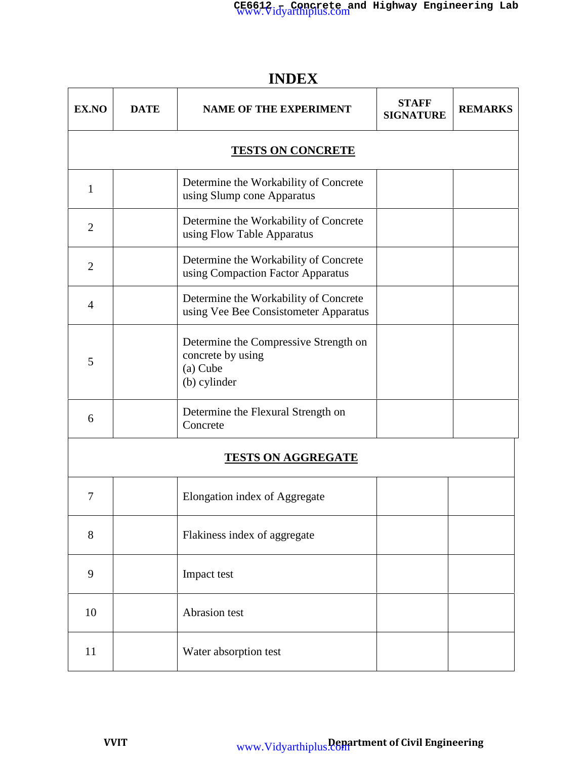# INDEX

| EX.NO | DATE | NAME OF THE EXPERIMENT | STAFF SIGNATURE | REMARKS |
|---|---|---|---|---|
| **TESTS ON CONCRETE** | | | | |
| 1 | | Determine the Workability of Concrete using Slump cone Apparatus | | |
| 2 | | Determine the Workability of Concrete using Flow Table Apparatus | | |
| 2 | | Determine the Workability of Concrete using Compaction Factor Apparatus | | |
| 4 | | Determine the Workability of Concrete using Vee Bee Consistometer Apparatus | | |
| 5 | | Determine the Compressive Strength on concrete by using (a) Cube (b) cylinder | | |
| 6 | | Determine the Flexural Strength on Concrete | | |
| **TESTS ON AGGREGATE** | | | | |
| 7 | | Elongation index of Aggregate | | |
| 8 | | Flakiness index of aggregate | | |
| 9 | | Impact test | | |
| 10 | | Abrasion test | | |
| 11 | | Water absorption test | | |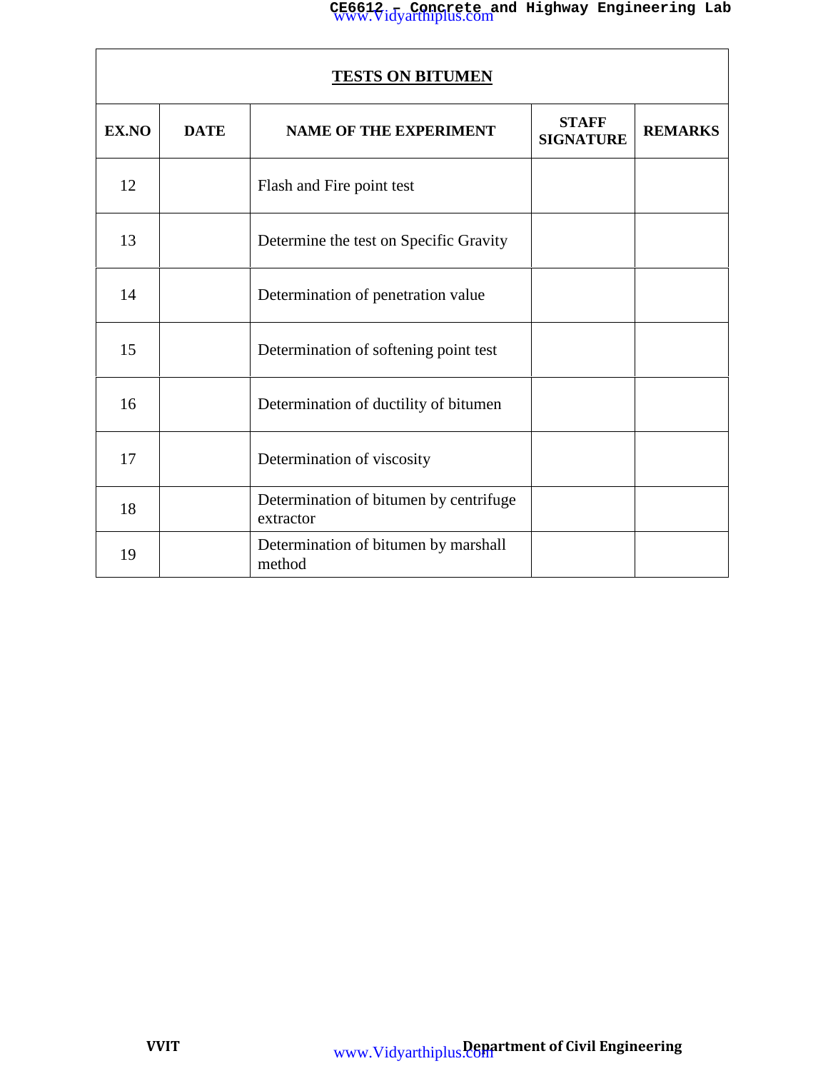| TESTS ON BITUMEN | | | | |
|---|---|---|---|---|
| **EX.NO** | **DATE** | **NAME OF THE EXPERIMENT** | **STAFF SIGNATURE** | **REMARKS** |
| 12 | | Flash and Fire point test | | |
| 13 | | Determine the test on Specific Gravity | | |
| 14 | | Determination of penetration value | | |
| 15 | | Determination of softening point test | | |
| 16 | | Determination of ductility of bitumen | | |
| 17 | | Determination of viscosity | | |
| 18 | | Determination of bitumen by centrifuge extractor | | |
| 19 | | Determination of bitumen by marshall method | | |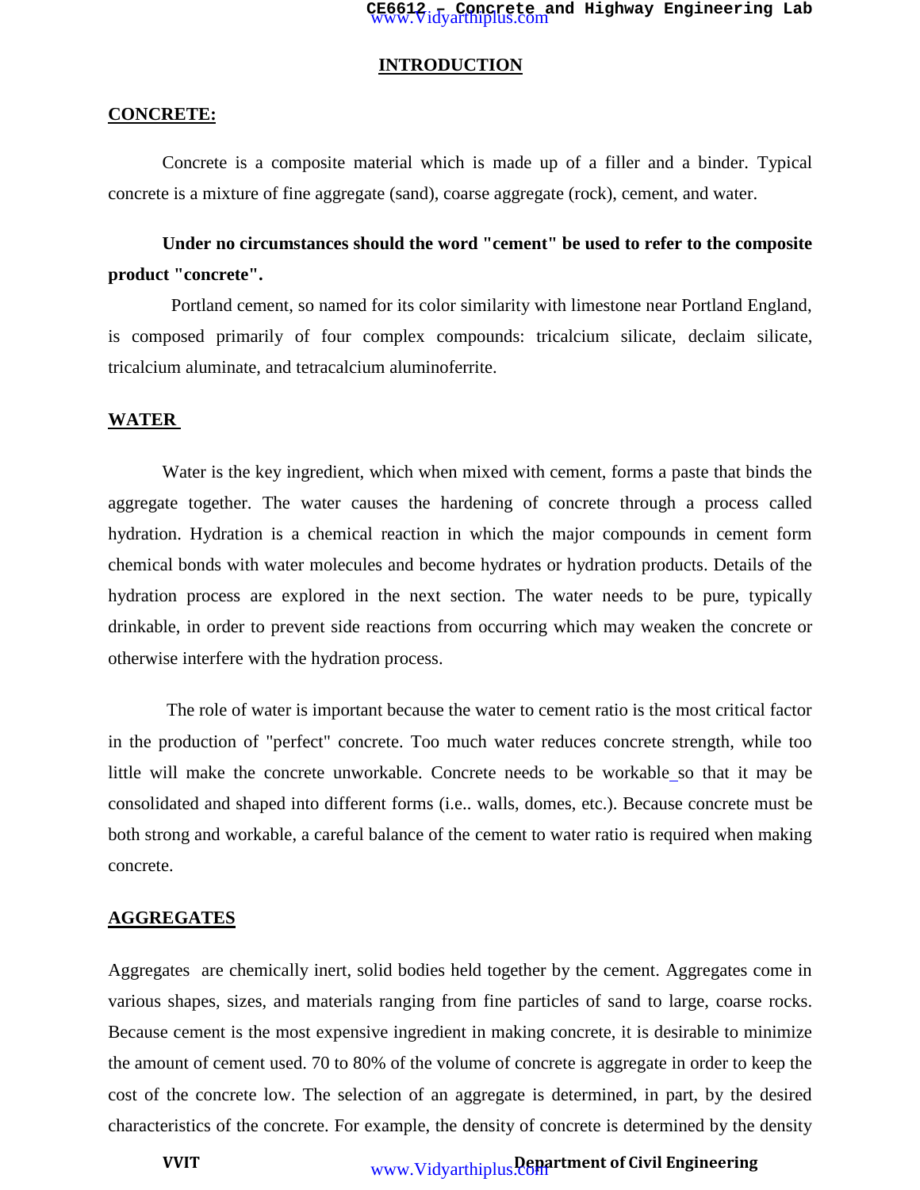## INTRODUCTION

### CONCRETE:

Concrete is a composite material which is made up of a filler and a binder. Typical concrete is a mixture of fine aggregate (sand), coarse aggregate (rock), cement, and water.

**Under no circumstances should the word "cement" be used to refer to the composite product "concrete".**

Portland cement, so named for its color similarity with limestone near Portland England, is composed primarily of four complex compounds: tricalcium silicate, declaim silicate, tricalcium aluminate, and tetracalcium aluminoferrite.

### WATER

Water is the key ingredient, which when mixed with cement, forms a paste that binds the aggregate together. The water causes the hardening of concrete through a process called hydration. Hydration is a chemical reaction in which the major compounds in cement form chemical bonds with water molecules and become hydrates or hydration products. Details of the hydration process are explored in the next section. The water needs to be pure, typically drinkable, in order to prevent side reactions from occurring which may weaken the concrete or otherwise interfere with the hydration process.

The role of water is important because the water to cement ratio is the most critical factor in the production of "perfect" concrete. Too much water reduces concrete strength, while too little will make the concrete unworkable. Concrete needs to be workable so that it may be consolidated and shaped into different forms (i.e.. walls, domes, etc.). Because concrete must be both strong and workable, a careful balance of the cement to water ratio is required when making concrete.

### AGGREGATES

Aggregates are chemically inert, solid bodies held together by the cement. Aggregates come in various shapes, sizes, and materials ranging from fine particles of sand to large, coarse rocks. Because cement is the most expensive ingredient in making concrete, it is desirable to minimize the amount of cement used. 70 to 80% of the volume of concrete is aggregate in order to keep the cost of the concrete low. The selection of an aggregate is determined, in part, by the desired characteristics of the concrete. For example, the density of concrete is determined by the density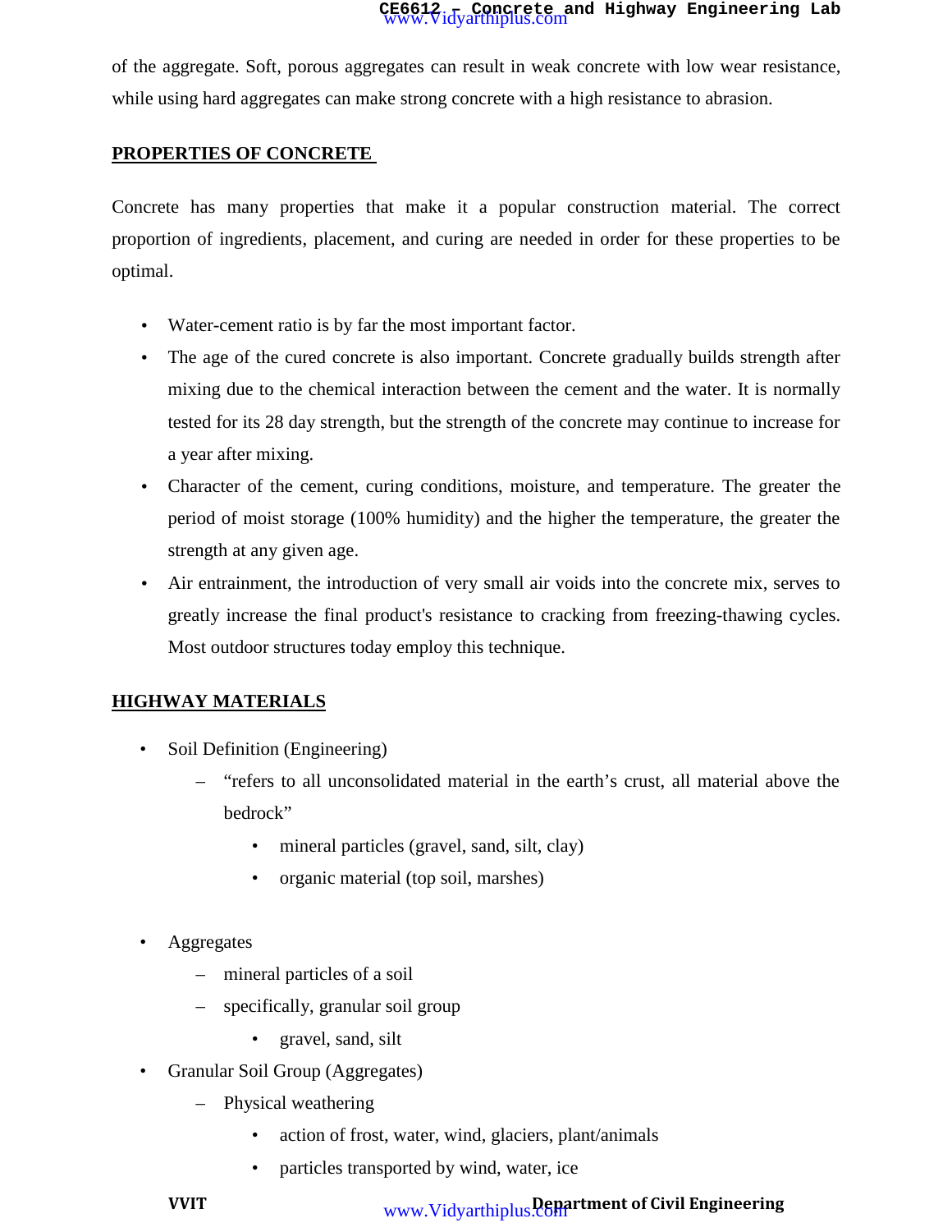of the aggregate. Soft, porous aggregates can result in weak concrete with low wear resistance, while using hard aggregates can make strong concrete with a high resistance to abrasion.

## PROPERTIES OF CONCRETE

Concrete has many properties that make it a popular construction material. The correct proportion of ingredients, placement, and curing are needed in order for these properties to be optimal.

- Water-cement ratio is by far the most important factor.
- The age of the cured concrete is also important. Concrete gradually builds strength after mixing due to the chemical interaction between the cement and the water. It is normally tested for its 28 day strength, but the strength of the concrete may continue to increase for a year after mixing.
- Character of the cement, curing conditions, moisture, and temperature. The greater the period of moist storage (100% humidity) and the higher the temperature, the greater the strength at any given age.
- Air entrainment, the introduction of very small air voids into the concrete mix, serves to greatly increase the final product's resistance to cracking from freezing-thawing cycles. Most outdoor structures today employ this technique.

## HIGHWAY MATERIALS

- Soil Definition (Engineering)
  - "refers to all unconsolidated material in the earth's crust, all material above the bedrock"
    - mineral particles (gravel, sand, silt, clay)
    - organic material (top soil, marshes)

- Aggregates
  - mineral particles of a soil
  - specifically, granular soil group
    - gravel, sand, silt
- Granular Soil Group (Aggregates)
  - Physical weathering
    - action of frost, water, wind, glaciers, plant/animals
    - particles transported by wind, water, ice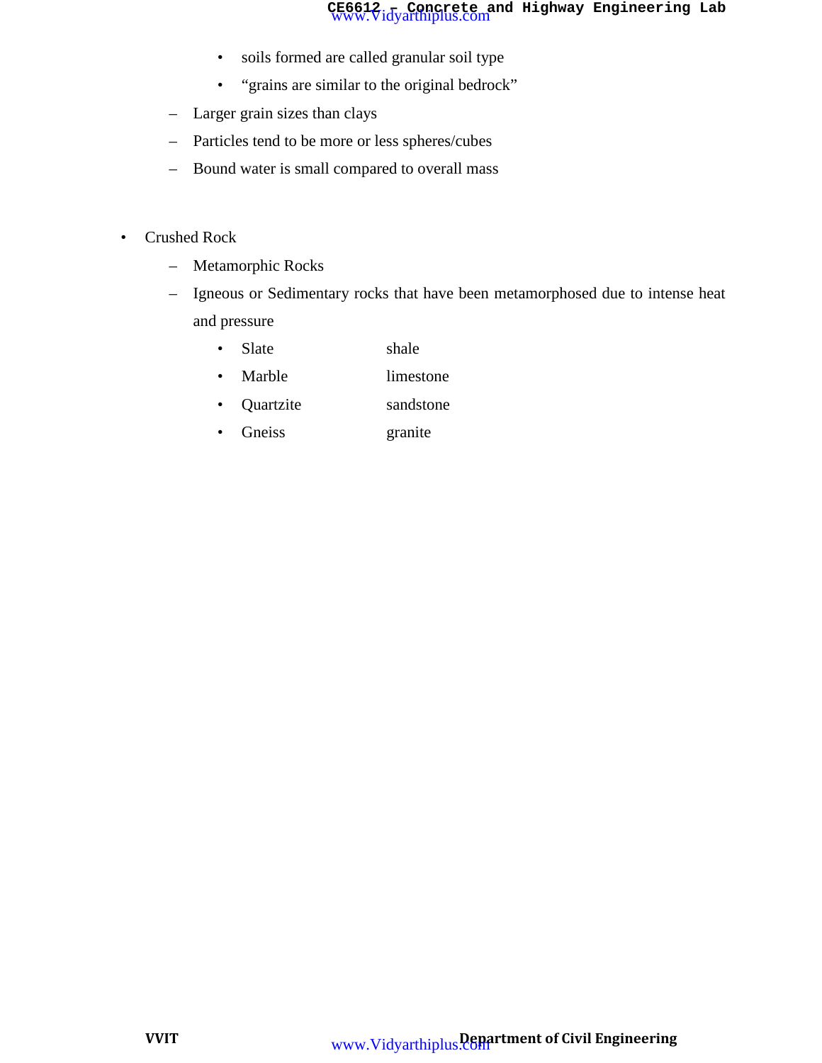- soils formed are called granular soil type
    - "grains are similar to the original bedrock"
  - Larger grain sizes than clays
  - Particles tend to be more or less spheres/cubes
  - Bound water is small compared to overall mass

- Crushed Rock
  - Metamorphic Rocks
  - Igneous or Sedimentary rocks that have been metamorphosed due to intense heat and pressure
    - Slate shale
    - Marble limestone
    - Quartzite sandstone
    - Gneiss granite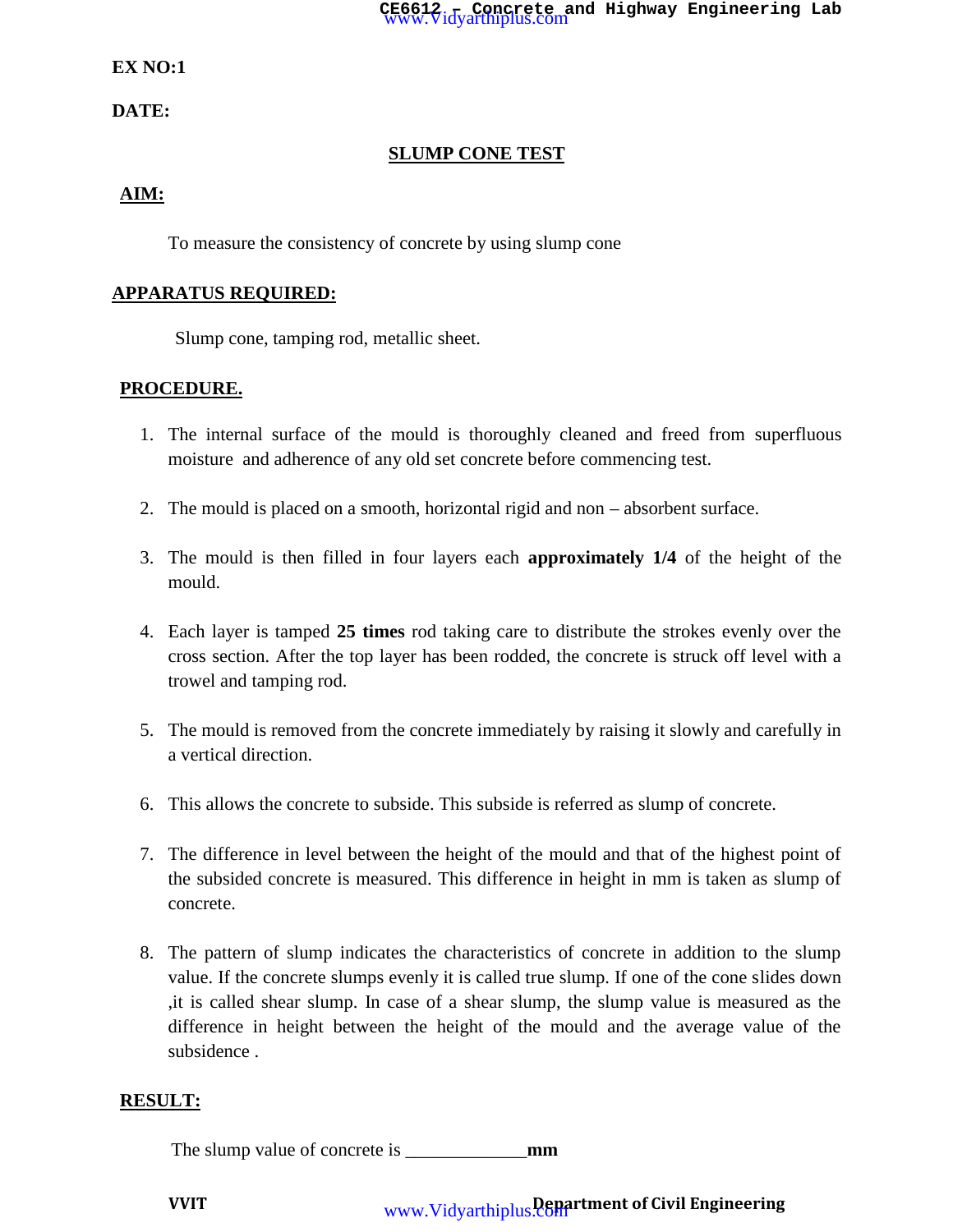**EX NO:1**

**DATE:**

## SLUMP CONE TEST

**AIM:**

To measure the consistency of concrete by using slump cone

**APPARATUS REQUIRED:**

Slump cone, tamping rod, metallic sheet.

**PROCEDURE.**

1. The internal surface of the mould is thoroughly cleaned and freed from superfluous moisture and adherence of any old set concrete before commencing test.

2. The mould is placed on a smooth, horizontal rigid and non – absorbent surface.

3. The mould is then filled in four layers each **approximately 1/4** of the height of the mould.

4. Each layer is tamped **25 times** rod taking care to distribute the strokes evenly over the cross section. After the top layer has been rodded, the concrete is struck off level with a trowel and tamping rod.

5. The mould is removed from the concrete immediately by raising it slowly and carefully in a vertical direction.

6. This allows the concrete to subside. This subside is referred as slump of concrete.

7. The difference in level between the height of the mould and that of the highest point of the subsided concrete is measured. This difference in height in mm is taken as slump of concrete.

8. The pattern of slump indicates the characteristics of concrete in addition to the slump value. If the concrete slumps evenly it is called true slump. If one of the cone slides down ,it is called shear slump. In case of a shear slump, the slump value is measured as the difference in height between the height of the mould and the average value of the subsidence .

**RESULT:**

The slump value of concrete is _____________**mm**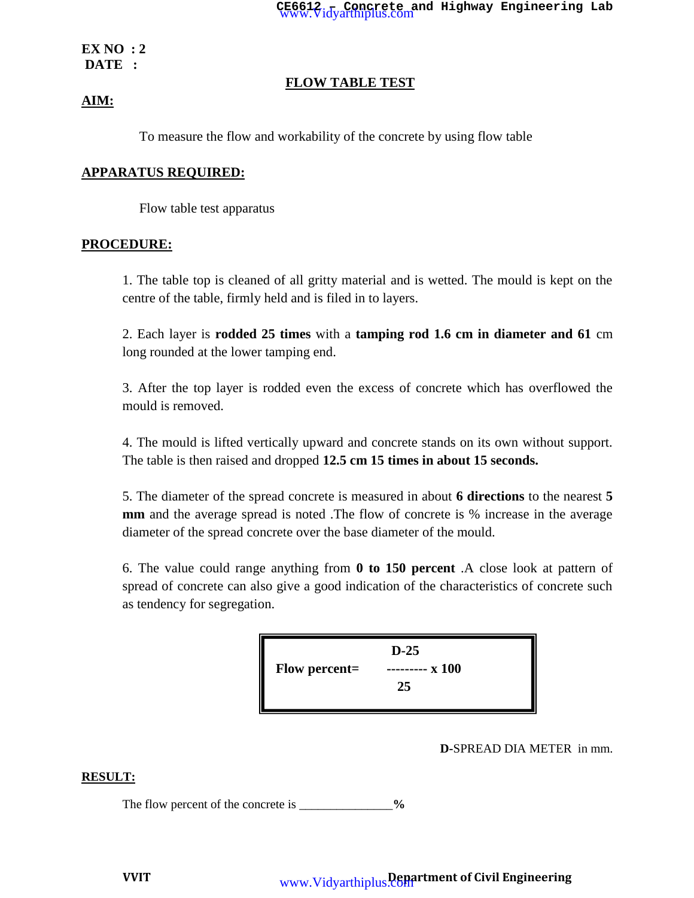**EX NO : 2**
**DATE :**

## FLOW TABLE TEST

**AIM:**

To measure the flow and workability of the concrete by using flow table

**APPARATUS REQUIRED:**

Flow table test apparatus

**PROCEDURE:**

1. The table top is cleaned of all gritty material and is wetted. The mould is kept on the centre of the table, firmly held and is filed in to layers.

2. Each layer is **rodded 25 times** with a **tamping rod 1.6 cm in diameter and 61** cm long rounded at the lower tamping end.

3. After the top layer is rodded even the excess of concrete which has overflowed the mould is removed.

4. The mould is lifted vertically upward and concrete stands on its own without support. The table is then raised and dropped **12.5 cm 15 times in about 15 seconds.**

5. The diameter of the spread concrete is measured in about **6 directions** to the nearest **5 mm** and the average spread is noted .The flow of concrete is % increase in the average diameter of the spread concrete over the base diameter of the mould.

6. The value could range anything from **0 to 150 percent** .A close look at pattern of spread of concrete can also give a good indication of the characteristics of concrete such as tendency for segregation.

$$\textbf{Flow percent} = \frac{D-25}{25} \times 100$$

**D**-SPREAD DIA METER in mm.

**RESULT:**

The flow percent of the concrete is _______________**%**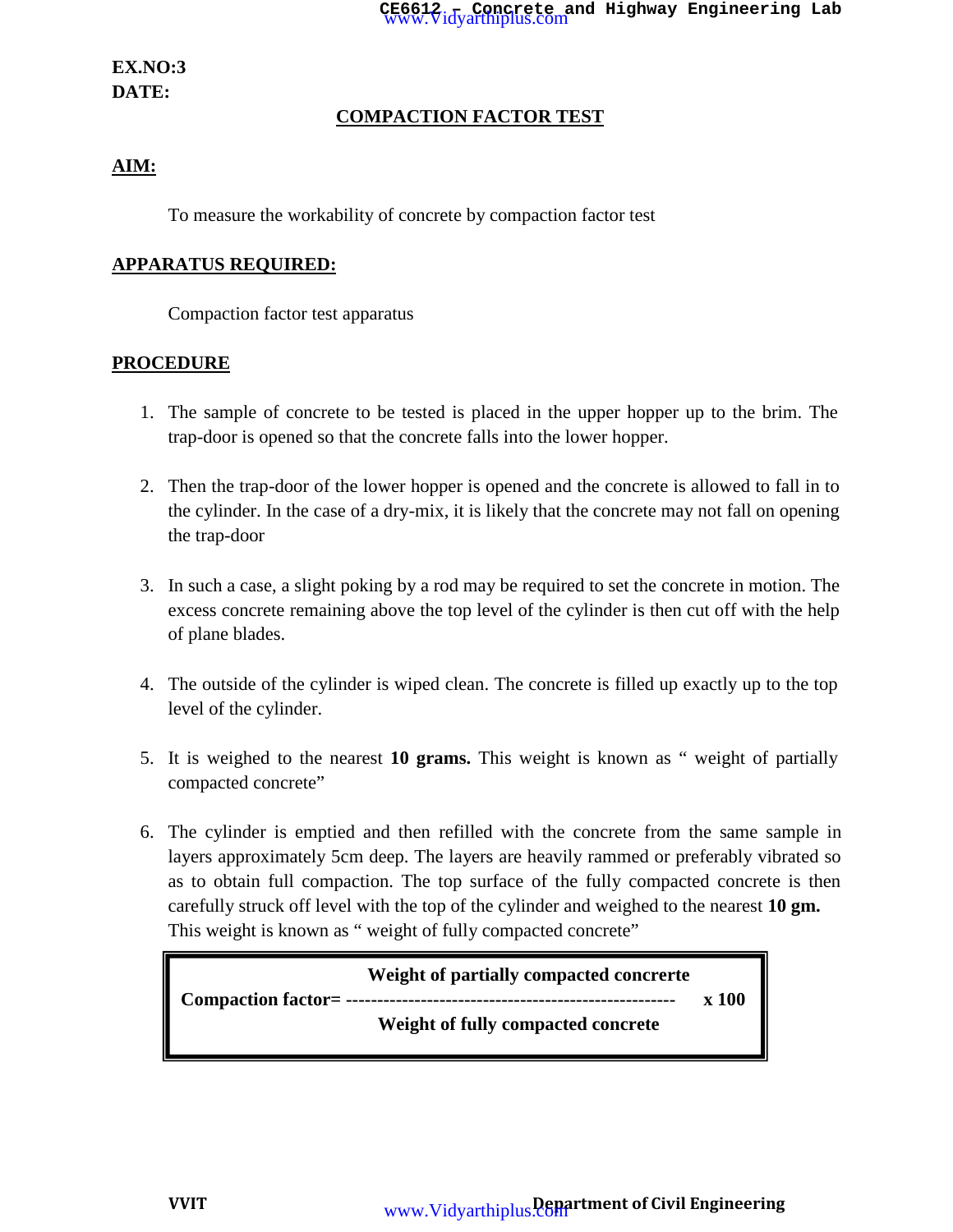**EX.NO:3**
**DATE:**

## COMPACTION FACTOR TEST

**AIM:**

To measure the workability of concrete by compaction factor test

**APPARATUS REQUIRED:**

Compaction factor test apparatus

**PROCEDURE**

1. The sample of concrete to be tested is placed in the upper hopper up to the brim. The trap-door is opened so that the concrete falls into the lower hopper.

2. Then the trap-door of the lower hopper is opened and the concrete is allowed to fall in to the cylinder. In the case of a dry-mix, it is likely that the concrete may not fall on opening the trap-door

3. In such a case, a slight poking by a rod may be required to set the concrete in motion. The excess concrete remaining above the top level of the cylinder is then cut off with the help of plane blades.

4. The outside of the cylinder is wiped clean. The concrete is filled up exactly up to the top level of the cylinder.

5. It is weighed to the nearest **10 grams.** This weight is known as " weight of partially compacted concrete"

6. The cylinder is emptied and then refilled with the concrete from the same sample in layers approximately 5cm deep. The layers are heavily rammed or preferably vibrated so as to obtain full compaction. The top surface of the fully compacted concrete is then carefully struck off level with the top of the cylinder and weighed to the nearest **10 gm.** This weight is known as " weight of fully compacted concrete"

$$\textbf{Compaction factor} = \frac{\textbf{Weight of partially compacted concrerte}}{\textbf{Weight of fully compacted concrete}} \times 100$$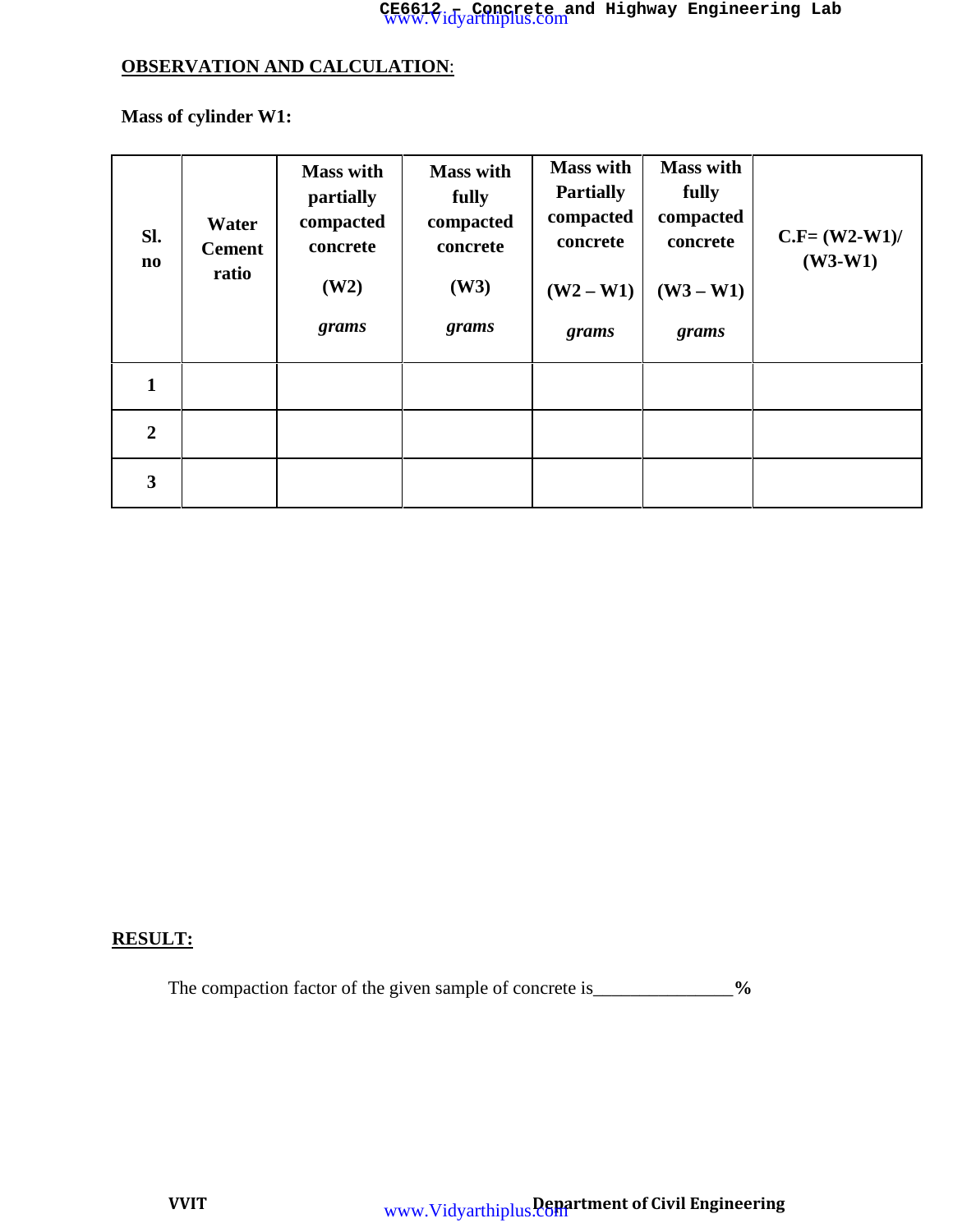**<u>OBSERVATION AND CALCULATION</u>**:

**Mass of cylinder W1:**

| Sl. no | Water Cement ratio | Mass with partially compacted concrete (W2) *grams* | Mass with fully compacted concrete (W3) *grams* | Mass with Partially compacted concrete (W2 – W1) *grams* | Mass with fully compacted concrete (W3 – W1) *grams* | C.F= (W2-W1)/ (W3-W1) |
|---|---|---|---|---|---|---|
| 1 | | | | | | |
| 2 | | | | | | |
| 3 | | | | | | |

**<u>RESULT:</u>**

The compaction factor of the given sample of concrete is_______________**%**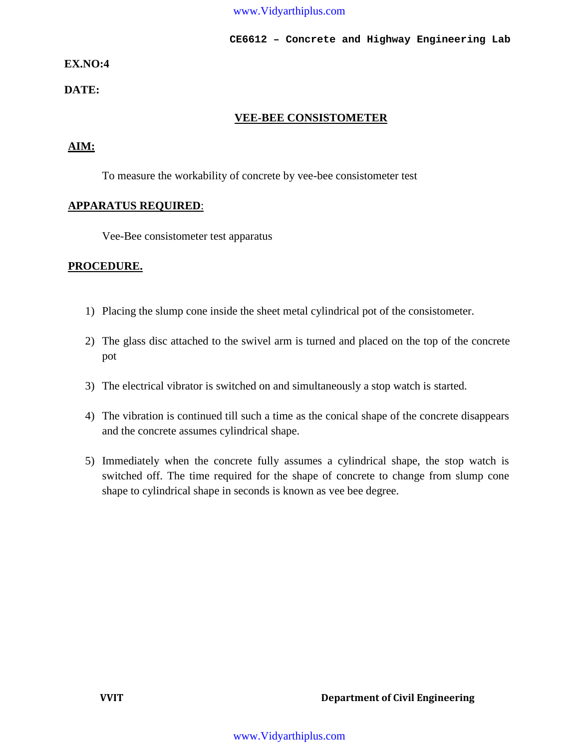**EX.NO:4**

**DATE:**

## VEE-BEE CONSISTOMETER

### AIM:

To measure the workability of concrete by vee-bee consistometer test

### APPARATUS REQUIRED:

Vee-Bee consistometer test apparatus

### PROCEDURE.

1) Placing the slump cone inside the sheet metal cylindrical pot of the consistometer.
2) The glass disc attached to the swivel arm is turned and placed on the top of the concrete pot
3) The electrical vibrator is switched on and simultaneously a stop watch is started.
4) The vibration is continued till such a time as the conical shape of the concrete disappears and the concrete assumes cylindrical shape.
5) Immediately when the concrete fully assumes a cylindrical shape, the stop watch is switched off. The time required for the shape of concrete to change from slump cone shape to cylindrical shape in seconds is known as vee bee degree.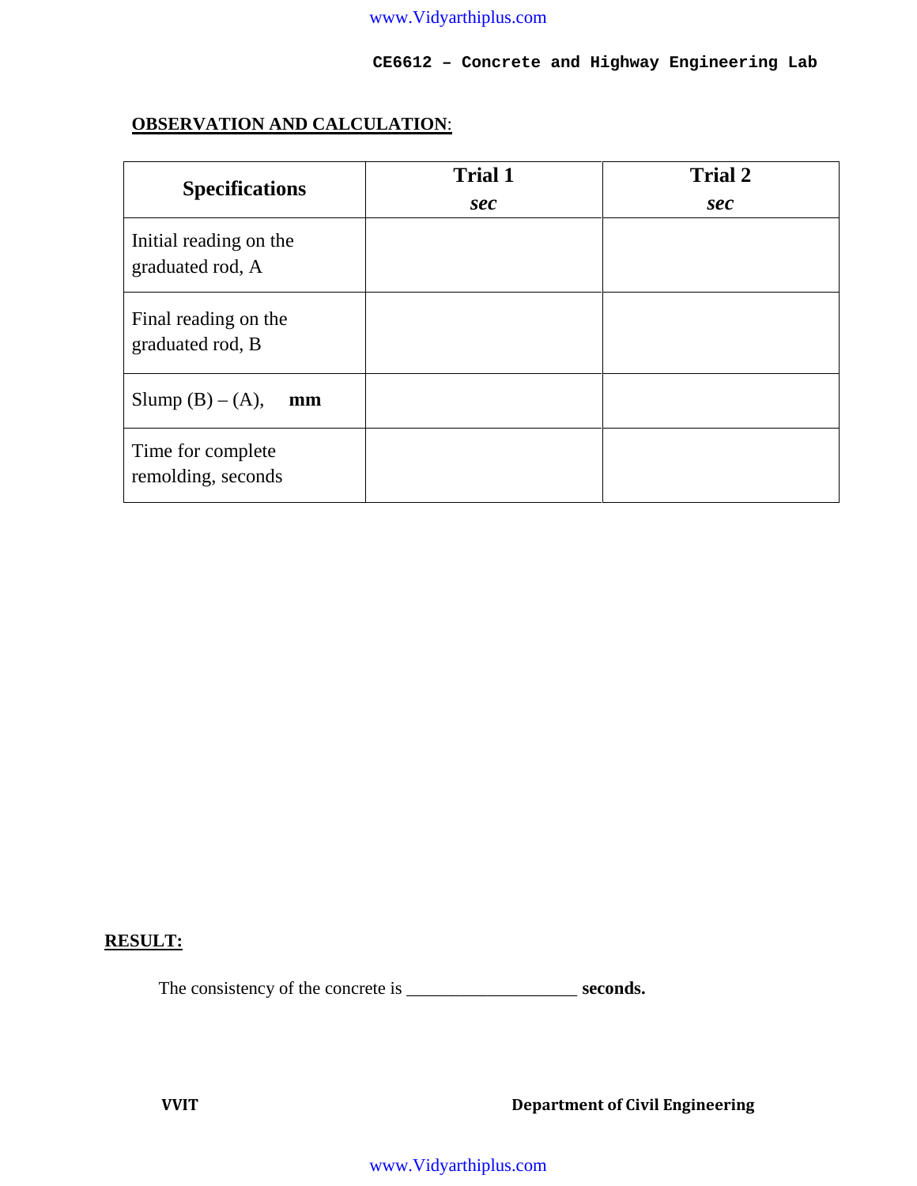**OBSERVATION AND CALCULATION**:

| **Specifications** | **Trial 1** *sec* | **Trial 2** *sec* |
|---|---|---|
| Initial reading on the graduated rod, A | | |
| Final reading on the graduated rod, B | | |
| Slump (B) – (A), **mm** | | |
| Time for complete remolding, seconds | | |

**RESULT:**

The consistency of the concrete is ___________________ **seconds.**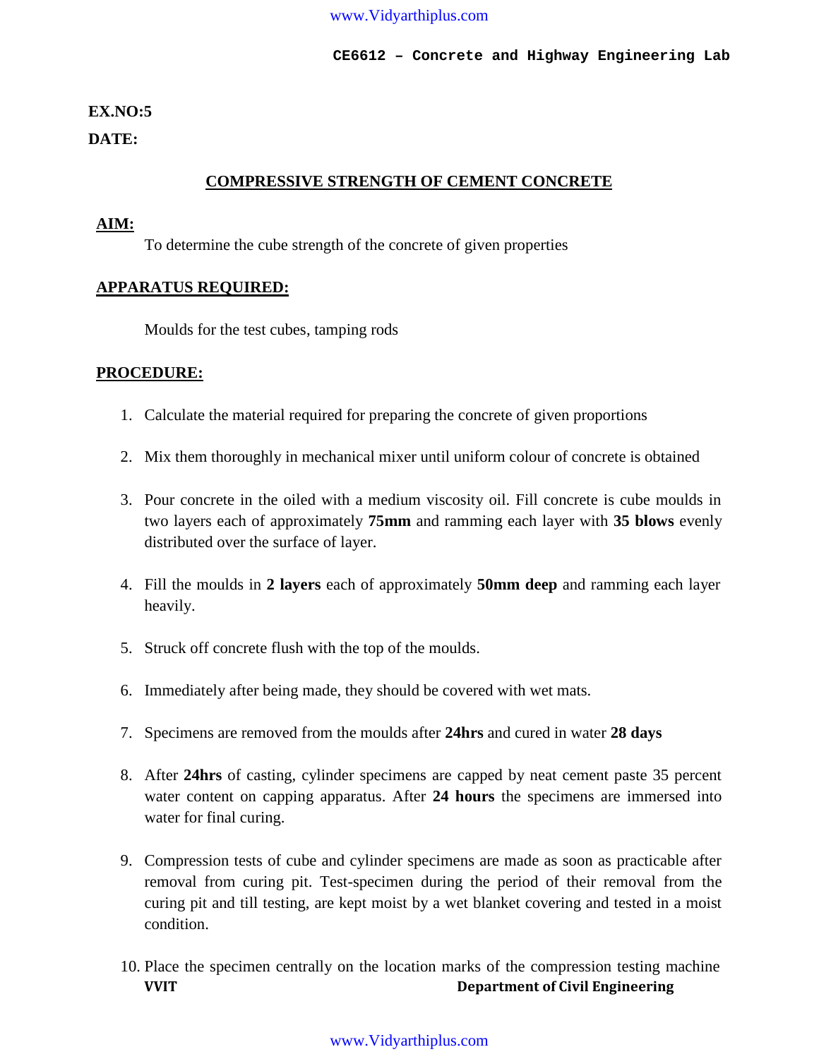**EX.NO:5**

**DATE:**

## COMPRESSIVE STRENGTH OF CEMENT CONCRETE

### AIM:

To determine the cube strength of the concrete of given properties

### APPARATUS REQUIRED:

Moulds for the test cubes, tamping rods

### PROCEDURE:

1. Calculate the material required for preparing the concrete of given proportions
2. Mix them thoroughly in mechanical mixer until uniform colour of concrete is obtained
3. Pour concrete in the oiled with a medium viscosity oil. Fill concrete is cube moulds in two layers each of approximately **75mm** and ramming each layer with **35 blows** evenly distributed over the surface of layer.
4. Fill the moulds in **2 layers** each of approximately **50mm deep** and ramming each layer heavily.
5. Struck off concrete flush with the top of the moulds.
6. Immediately after being made, they should be covered with wet mats.
7. Specimens are removed from the moulds after **24hrs** and cured in water **28 days**
8. After **24hrs** of casting, cylinder specimens are capped by neat cement paste 35 percent water content on capping apparatus. After **24 hours** the specimens are immersed into water for final curing.
9. Compression tests of cube and cylinder specimens are made as soon as practicable after removal from curing pit. Test-specimen during the period of their removal from the curing pit and till testing, are kept moist by a wet blanket covering and tested in a moist condition.
10. Place the specimen centrally on the location marks of the compression testing machine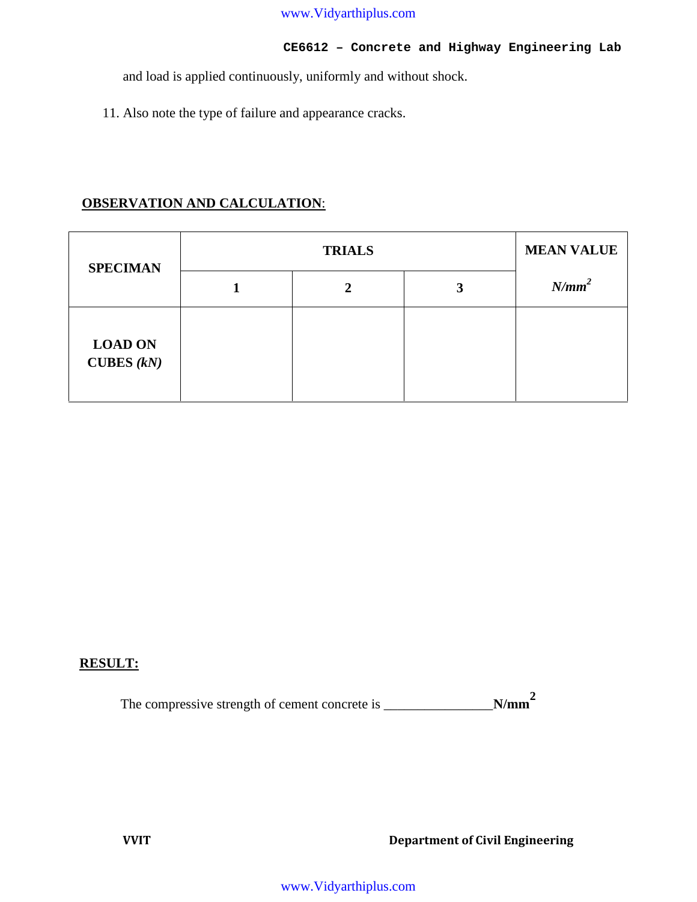and load is applied continuously, uniformly and without shock.

11. Also note the type of failure and appearance cracks.

**OBSERVATION AND CALCULATION**:

| SPECIMAN | TRIALS | | | MEAN VALUE |
|---|---|---|---|---|
| | 1 | 2 | 3 | *N/mm²* |
| LOAD ON CUBES *(kN)* | | | | |

**RESULT:**

The compressive strength of cement concrete is ________________**N/mm²**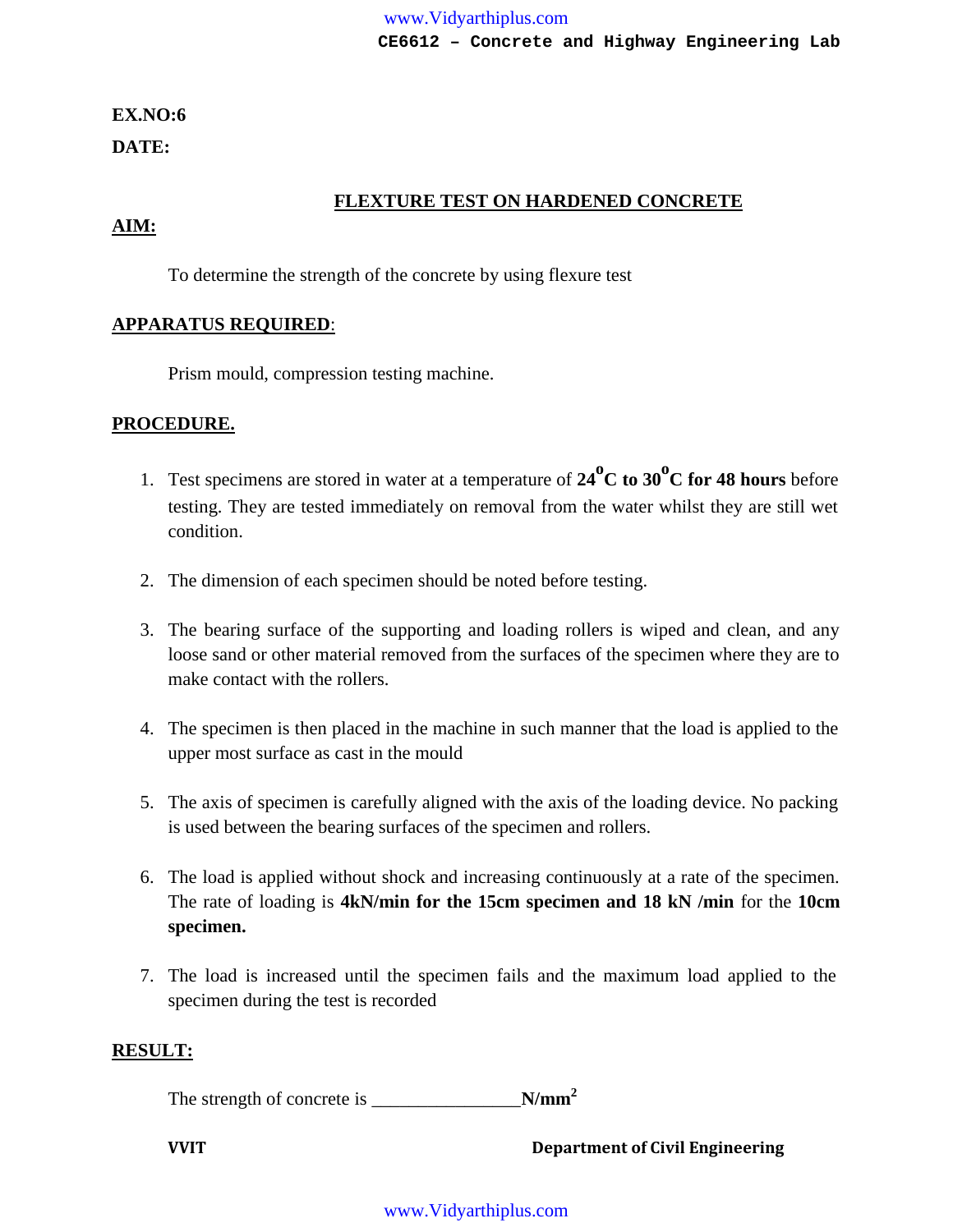**EX.NO:6**

**DATE:**

## FLEXTURE TEST ON HARDENED CONCRETE

### AIM:

To determine the strength of the concrete by using flexure test

### APPARATUS REQUIRED:

Prism mould, compression testing machine.

### PROCEDURE.

1. Test specimens are stored in water at a temperature of **$24^{o}$C to $30^{o}$C for 48 hours** before testing. They are tested immediately on removal from the water whilst they are still wet condition.

2. The dimension of each specimen should be noted before testing.

3. The bearing surface of the supporting and loading rollers is wiped and clean, and any loose sand or other material removed from the surfaces of the specimen where they are to make contact with the rollers.

4. The specimen is then placed in the machine in such manner that the load is applied to the upper most surface as cast in the mould

5. The axis of specimen is carefully aligned with the axis of the loading device. No packing is used between the bearing surfaces of the specimen and rollers.

6. The load is applied without shock and increasing continuously at a rate of the specimen. The rate of loading is **4kN/min for the 15cm specimen and 18 kN /min** for the **10cm specimen.**

7. The load is increased until the specimen fails and the maximum load applied to the specimen during the test is recorded

### RESULT:

The strength of concrete is ________________**N/mm$^2$**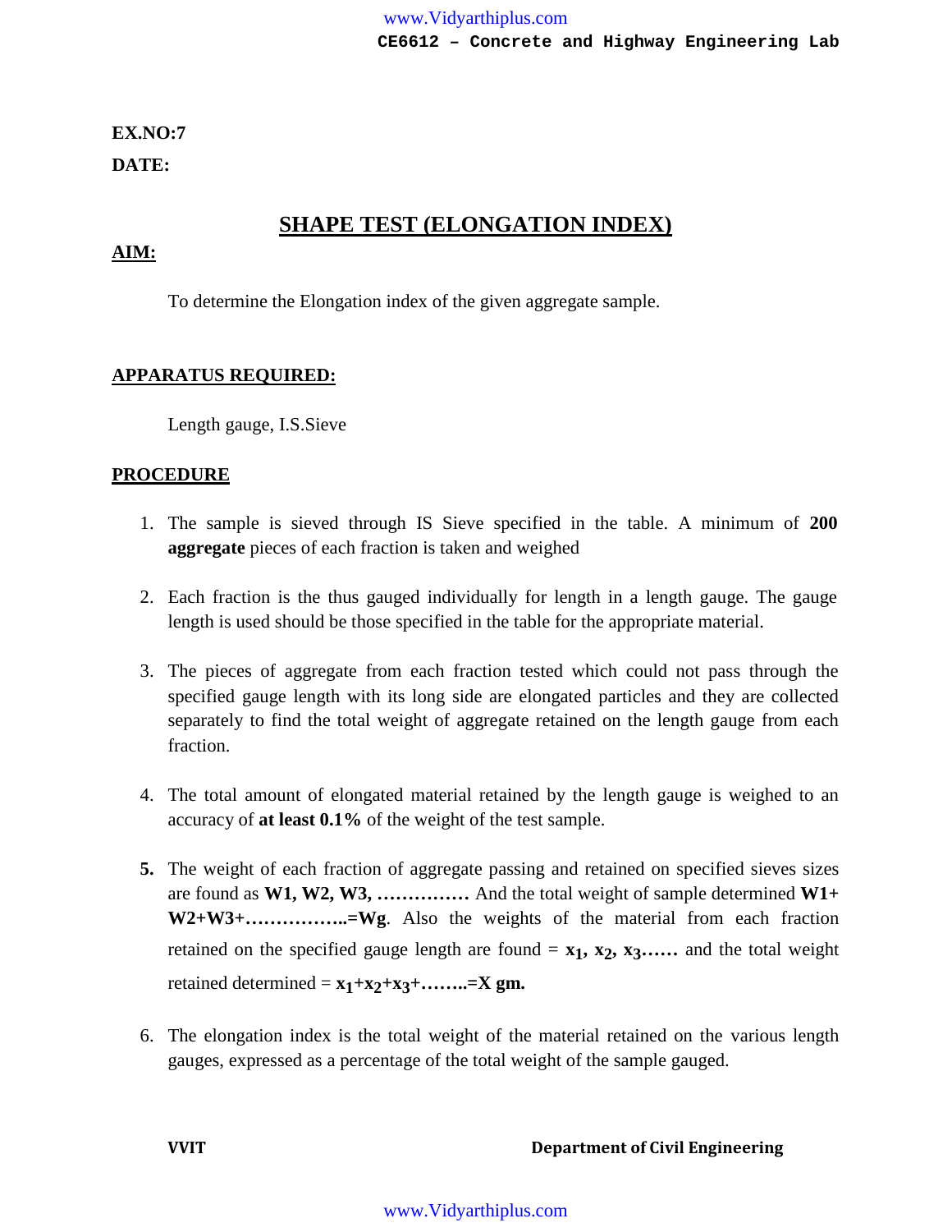**EX.NO:7**

**DATE:**

# SHAPE TEST (ELONGATION INDEX)

## AIM:

To determine the Elongation index of the given aggregate sample.

## APPARATUS REQUIRED:

Length gauge, I.S.Sieve

## PROCEDURE

1. The sample is sieved through IS Sieve specified in the table. A minimum of **200 aggregate** pieces of each fraction is taken and weighed

2. Each fraction is the thus gauged individually for length in a length gauge. The gauge length is used should be those specified in the table for the appropriate material.

3. The pieces of aggregate from each fraction tested which could not pass through the specified gauge length with its long side are elongated particles and they are collected separately to find the total weight of aggregate retained on the length gauge from each fraction.

4. The total amount of elongated material retained by the length gauge is weighed to an accuracy of **at least 0.1%** of the weight of the test sample.

5. The weight of each fraction of aggregate passing and retained on specified sieves sizes are found as **W1, W2, W3, ……………** And the total weight of sample determined **W1+ W2+W3+……………..=Wg**. Also the weights of the material from each fraction retained on the specified gauge length are found = $x_1, x_2, x_3$**……** and the total weight retained determined = $x_1+x_2+x_3+$**……..=X gm.**

6. The elongation index is the total weight of the material retained on the various length gauges, expressed as a percentage of the total weight of the sample gauged.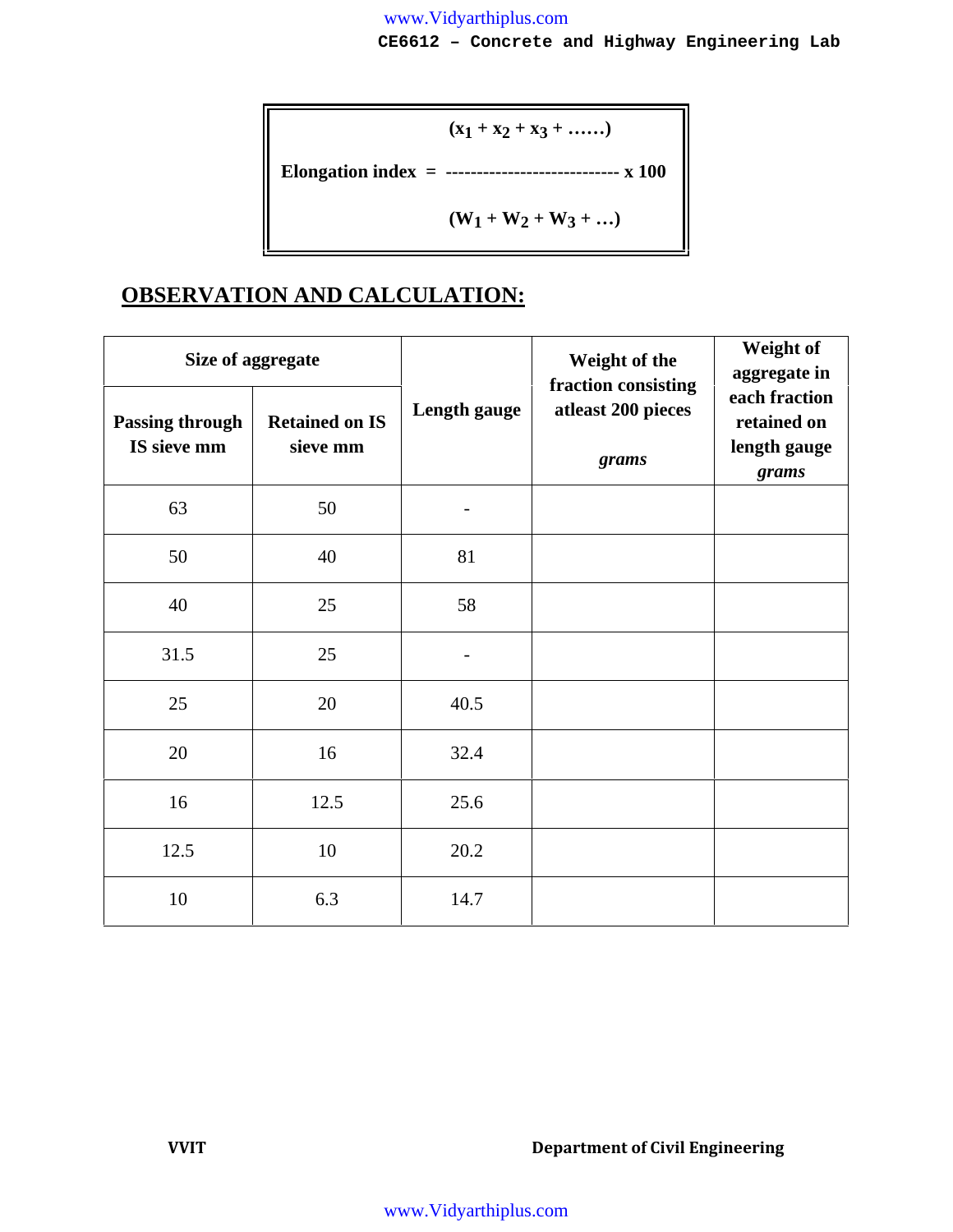$$\text{Elongation index} = \frac{(x_1 + x_2 + x_3 + \ldots\ldots)}{(W_1 + W_2 + W_3 + \ldots)} \times 100$$

## OBSERVATION AND CALCULATION:

| Size of aggregate | | Length gauge | Weight of the fraction consisting atleast 200 pieces *grams* | Weight of aggregate in each fraction retained on length gauge *grams* |
|---|---|---|---|---|
| Passing through IS sieve mm | Retained on IS sieve mm | | | |
| 63 | 50 | - | | |
| 50 | 40 | 81 | | |
| 40 | 25 | 58 | | |
| 31.5 | 25 | - | | |
| 25 | 20 | 40.5 | | |
| 20 | 16 | 32.4 | | |
| 16 | 12.5 | 25.6 | | |
| 12.5 | 10 | 20.2 | | |
| 10 | 6.3 | 14.7 | | |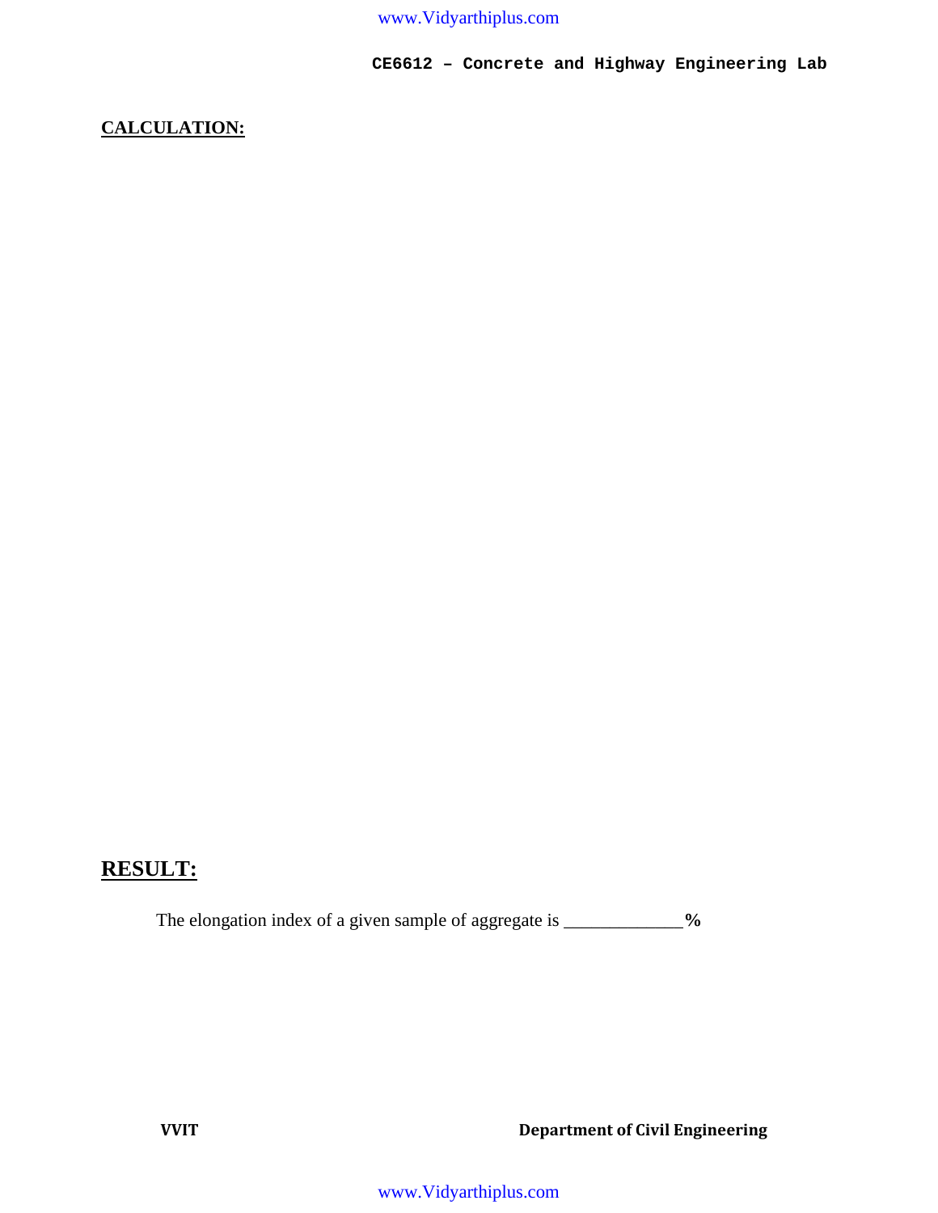**CALCULATION:**

## RESULT:

The elongation index of a given sample of aggregate is _____________ **%**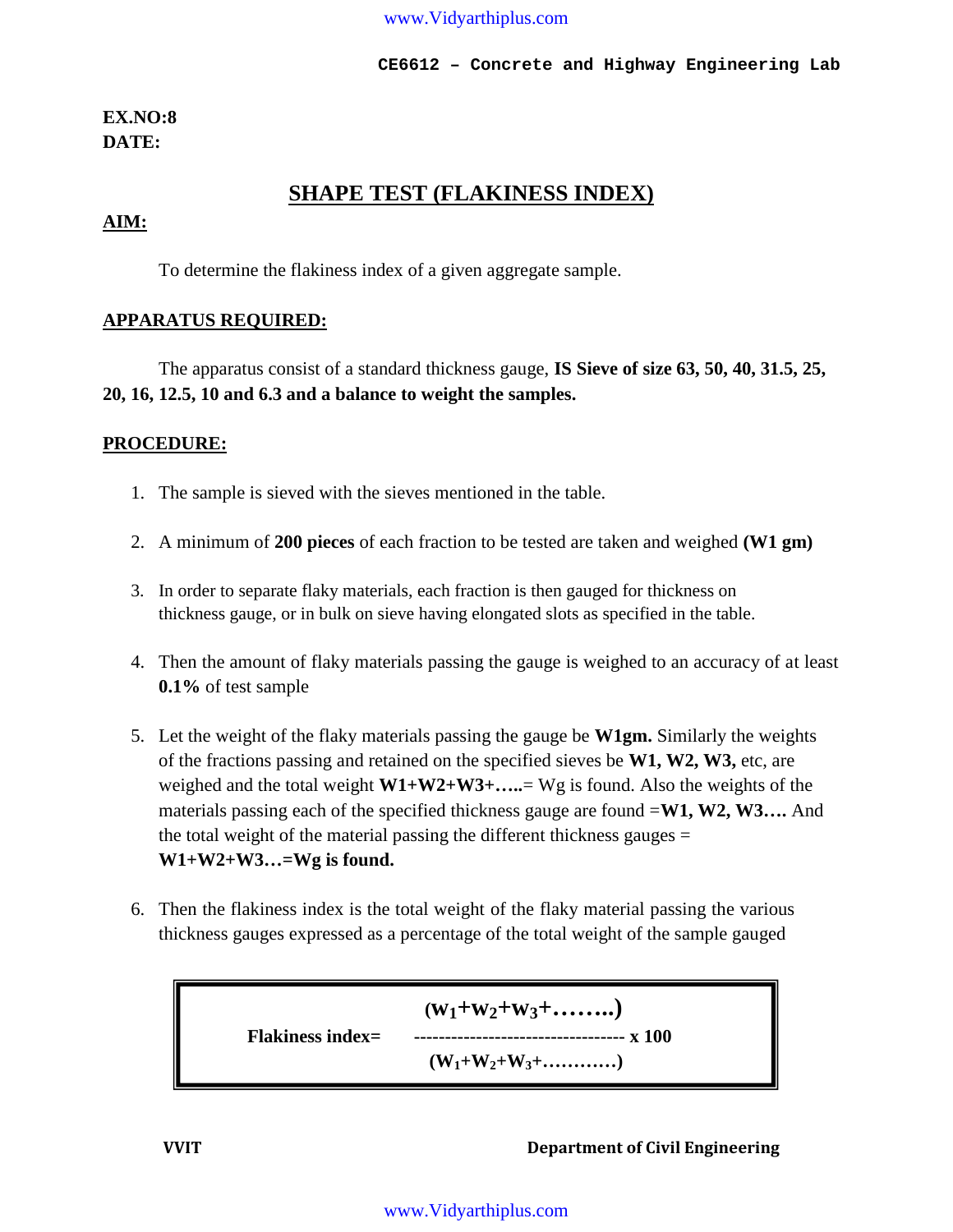**EX.NO:8**
**DATE:**

# SHAPE TEST (FLAKINESS INDEX)

## AIM:

To determine the flakiness index of a given aggregate sample.

## APPARATUS REQUIRED:

The apparatus consist of a standard thickness gauge, **IS Sieve of size 63, 50, 40, 31.5, 25, 20, 16, 12.5, 10 and 6.3 and a balance to weight the samples.**

## PROCEDURE:

1. The sample is sieved with the sieves mentioned in the table.
2. A minimum of **200 pieces** of each fraction to be tested are taken and weighed **(W1 gm)**
3. In order to separate flaky materials, each fraction is then gauged for thickness on thickness gauge, or in bulk on sieve having elongated slots as specified in the table.
4. Then the amount of flaky materials passing the gauge is weighed to an accuracy of at least **0.1%** of test sample
5. Let the weight of the flaky materials passing the gauge be **W1gm.** Similarly the weights of the fractions passing and retained on the specified sieves be **W1, W2, W3,** etc, are weighed and the total weight **W1+W2+W3+…..**= Wg is found. Also the weights of the materials passing each of the specified thickness gauge are found =**W1, W2, W3….** And the total weight of the material passing the different thickness gauges = **W1+W2+W3…=Wg is found.**
6. Then the flakiness index is the total weight of the flaky material passing the various thickness gauges expressed as a percentage of the total weight of the sample gauged

$$\text{Flakiness index} = \frac{(w_1+w_2+w_3+\ldots\ldots)}{(W_1+W_2+W_3+\ldots\ldots)} \times 100$$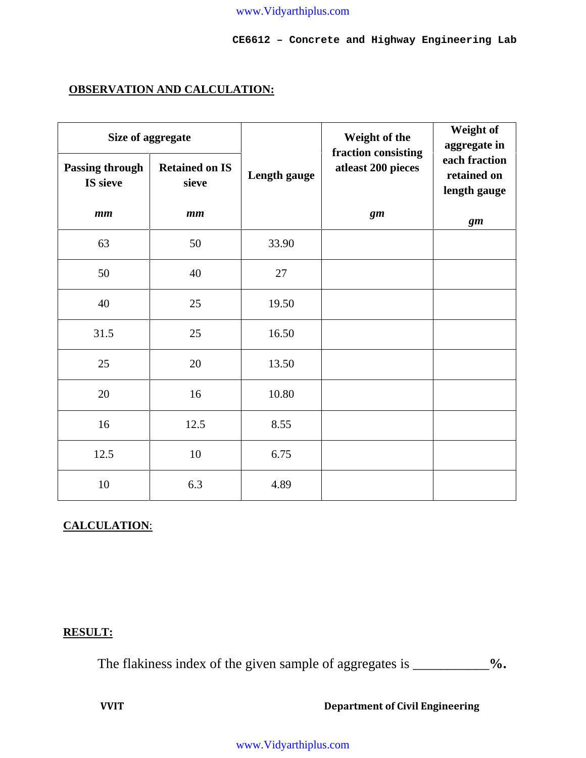## OBSERVATION AND CALCULATION:

| Size of aggregate | | Length gauge | Weight of the fraction consisting atleast 200 pieces | Weight of aggregate in each fraction retained on length gauge |
|---|---|---|---|---|
| Passing through IS sieve *mm* | Retained on IS sieve *mm* | | *gm* | *gm* |
| 63 | 50 | 33.90 | | |
| 50 | 40 | 27 | | |
| 40 | 25 | 19.50 | | |
| 31.5 | 25 | 16.50 | | |
| 25 | 20 | 13.50 | | |
| 20 | 16 | 10.80 | | |
| 16 | 12.5 | 8.55 | | |
| 12.5 | 10 | 6.75 | | |
| 10 | 6.3 | 4.89 | | |

**CALCULATION**:

**RESULT:**

The flakiness index of the given sample of aggregates is ___________**%.**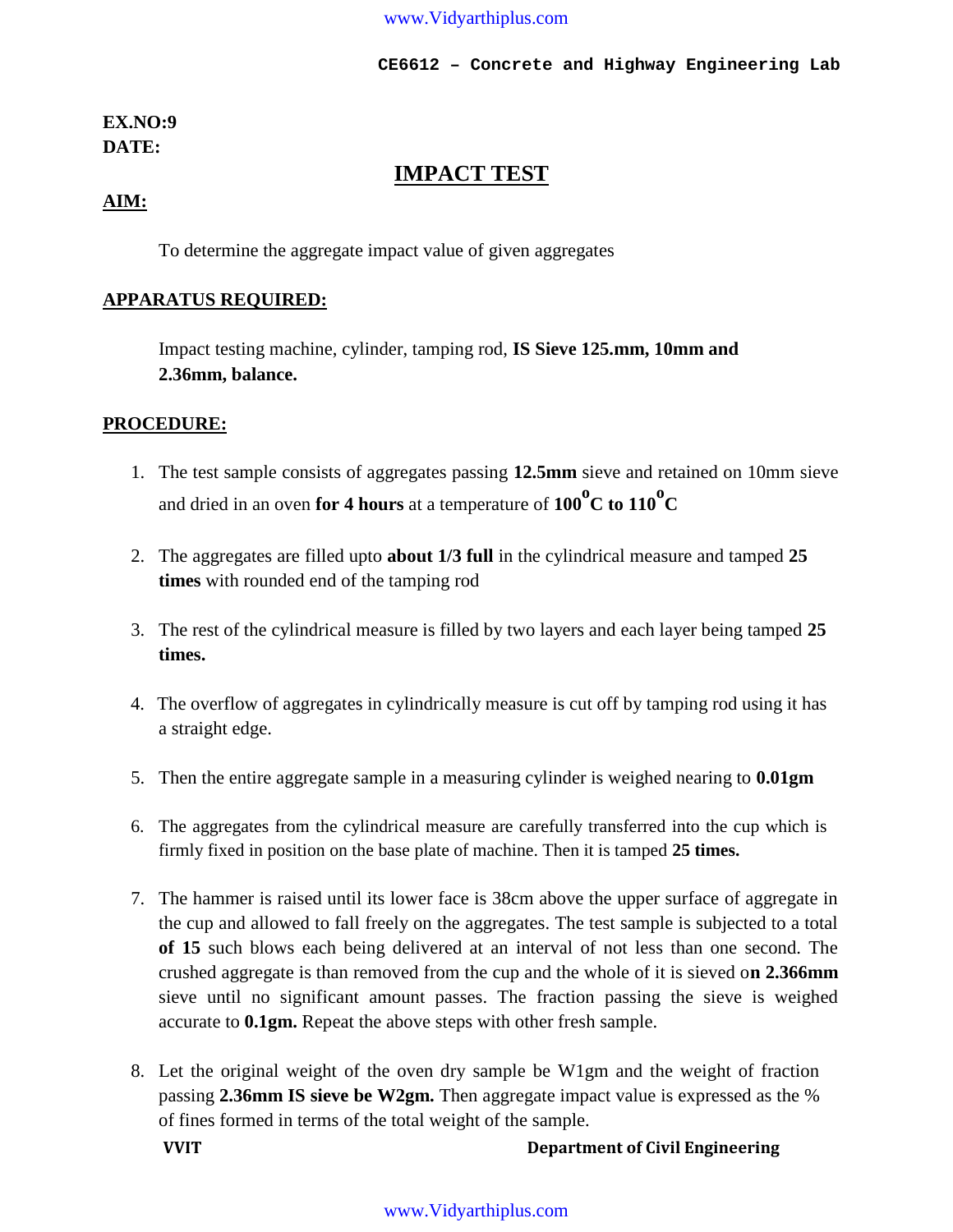**EX.NO:9**
**DATE:**

# IMPACT TEST

## AIM:

To determine the aggregate impact value of given aggregates

## APPARATUS REQUIRED:

Impact testing machine, cylinder, tamping rod, **IS Sieve 125.mm, 10mm and 2.36mm, balance.**

## PROCEDURE:

1. The test sample consists of aggregates passing **12.5mm** sieve and retained on 10mm sieve and dried in an oven **for 4 hours** at a temperature of **$100^oC$ to $110^oC$**
2. The aggregates are filled upto **about 1/3 full** in the cylindrical measure and tamped **25 times** with rounded end of the tamping rod
3. The rest of the cylindrical measure is filled by two layers and each layer being tamped **25 times.**
4. The overflow of aggregates in cylindrically measure is cut off by tamping rod using it has a straight edge.
5. Then the entire aggregate sample in a measuring cylinder is weighed nearing to **0.01gm**
6. The aggregates from the cylindrical measure are carefully transferred into the cup which is firmly fixed in position on the base plate of machine. Then it is tamped **25 times.**
7. The hammer is raised until its lower face is 38cm above the upper surface of aggregate in the cup and allowed to fall freely on the aggregates. The test sample is subjected to a total **of 15** such blows each being delivered at an interval of not less than one second. The crushed aggregate is than removed from the cup and the whole of it is sieved o**n 2.366mm** sieve until no significant amount passes. The fraction passing the sieve is weighed accurate to **0.1gm.** Repeat the above steps with other fresh sample.
8. Let the original weight of the oven dry sample be W1gm and the weight of fraction passing **2.36mm IS sieve be W2gm.** Then aggregate impact value is expressed as the % of fines formed in terms of the total weight of the sample.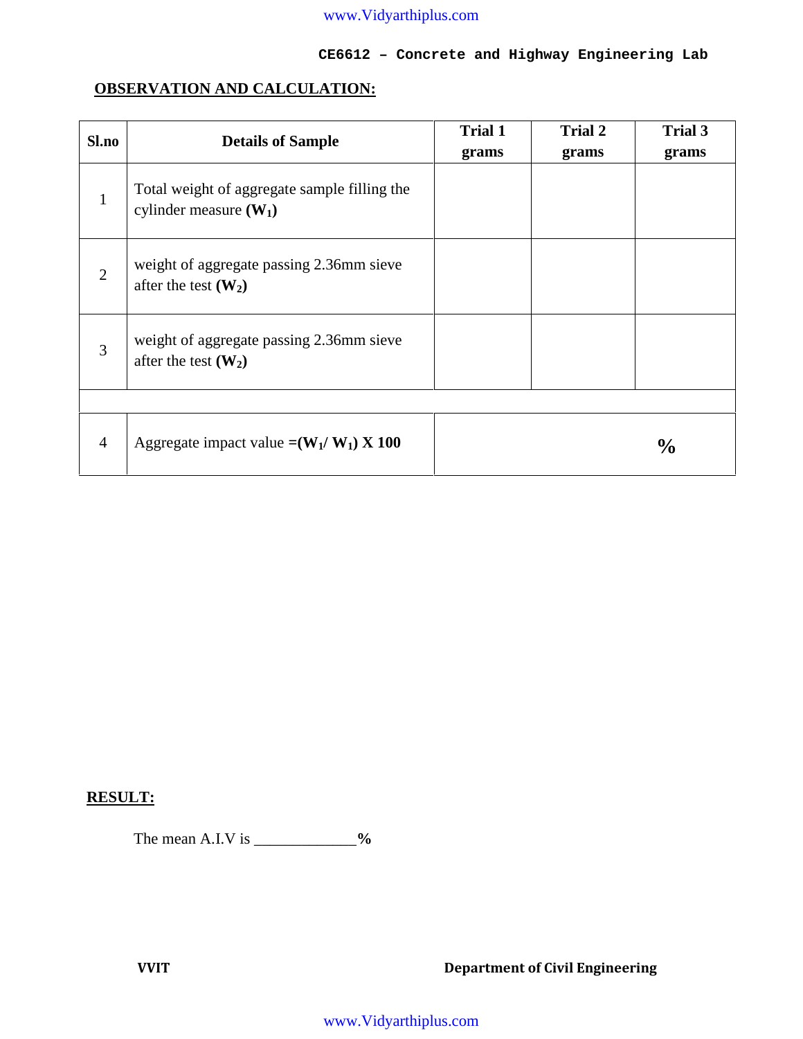## OBSERVATION AND CALCULATION:

| Sl.no | Details of Sample | Trial 1 grams | Trial 2 grams | Trial 3 grams |
|---|---|---|---|---|
| 1 | Total weight of aggregate sample filling the cylinder measure **($W_1$)** | | | |
| 2 | weight of aggregate passing 2.36mm sieve after the test **($W_2$)** | | | |
| 3 | weight of aggregate passing 2.36mm sieve after the test **($W_2$)** | | | |
| | | | | |
| 4 | Aggregate impact value **=($W_1$/ $W_1$) X 100** | | | **%** |

## RESULT:

The mean A.I.V is _____________**%**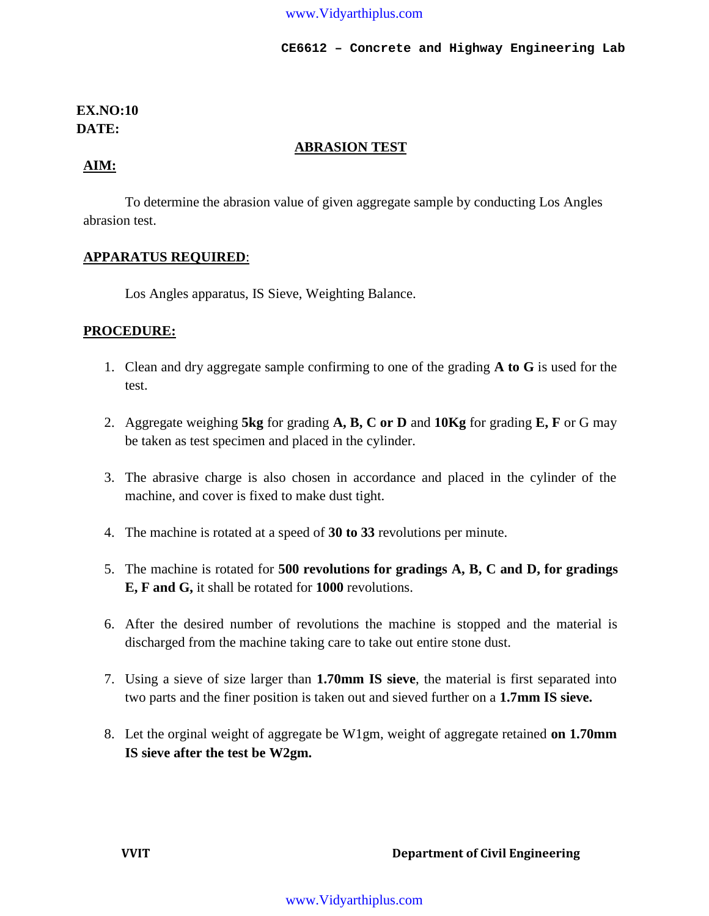**EX.NO:10**
**DATE:**

## ABRASION TEST

**AIM:**

To determine the abrasion value of given aggregate sample by conducting Los Angles abrasion test.

**APPARATUS REQUIRED**:

Los Angles apparatus, IS Sieve, Weighting Balance.

**PROCEDURE:**

1. Clean and dry aggregate sample confirming to one of the grading **A to G** is used for the test.
2. Aggregate weighing **5kg** for grading **A, B, C or D** and **10Kg** for grading **E, F** or G may be taken as test specimen and placed in the cylinder.
3. The abrasive charge is also chosen in accordance and placed in the cylinder of the machine, and cover is fixed to make dust tight.
4. The machine is rotated at a speed of **30 to 33** revolutions per minute.
5. The machine is rotated for **500 revolutions for gradings A, B, C and D, for gradings E, F and G,** it shall be rotated for **1000** revolutions.
6. After the desired number of revolutions the machine is stopped and the material is discharged from the machine taking care to take out entire stone dust.
7. Using a sieve of size larger than **1.70mm IS sieve**, the material is first separated into two parts and the finer position is taken out and sieved further on a **1.7mm IS sieve.**
8. Let the orginal weight of aggregate be W1gm, weight of aggregate retained **on 1.70mm IS sieve after the test be W2gm.**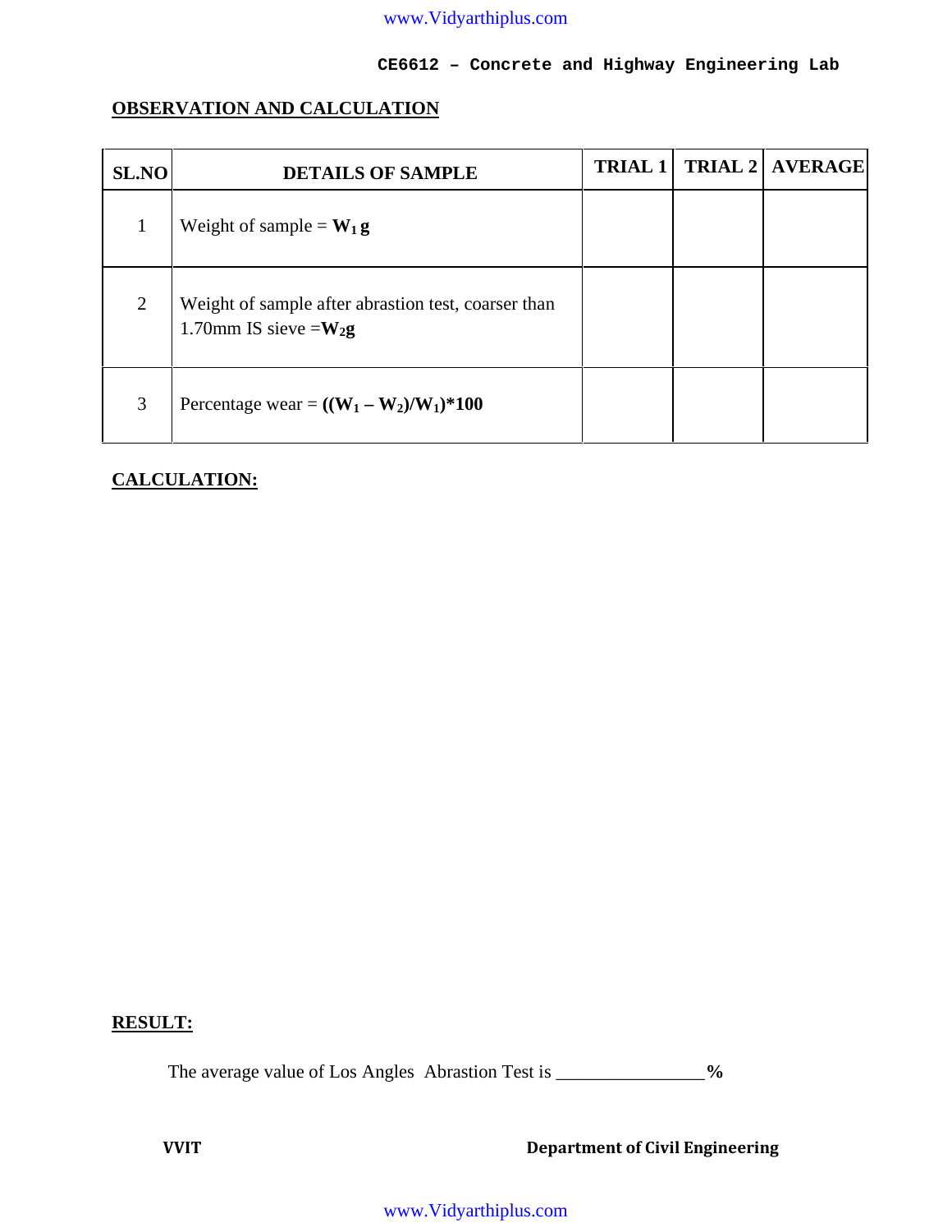## OBSERVATION AND CALCULATION

| SL.NO | DETAILS OF SAMPLE | TRIAL 1 | TRIAL 2 | AVERAGE |
|---|---|---|---|---|
| 1 | Weight of sample = $W_1$ **g** | | | |
| 2 | Weight of sample after abrastion test, coarser than 1.70mm IS sieve =$W_2$**g** | | | |
| 3 | Percentage wear = $((W_1 – W_2)/W_1)*100$ | | | |

## CALCULATION:

## RESULT:

The average value of Los Angles Abrastion Test is ________________ **%**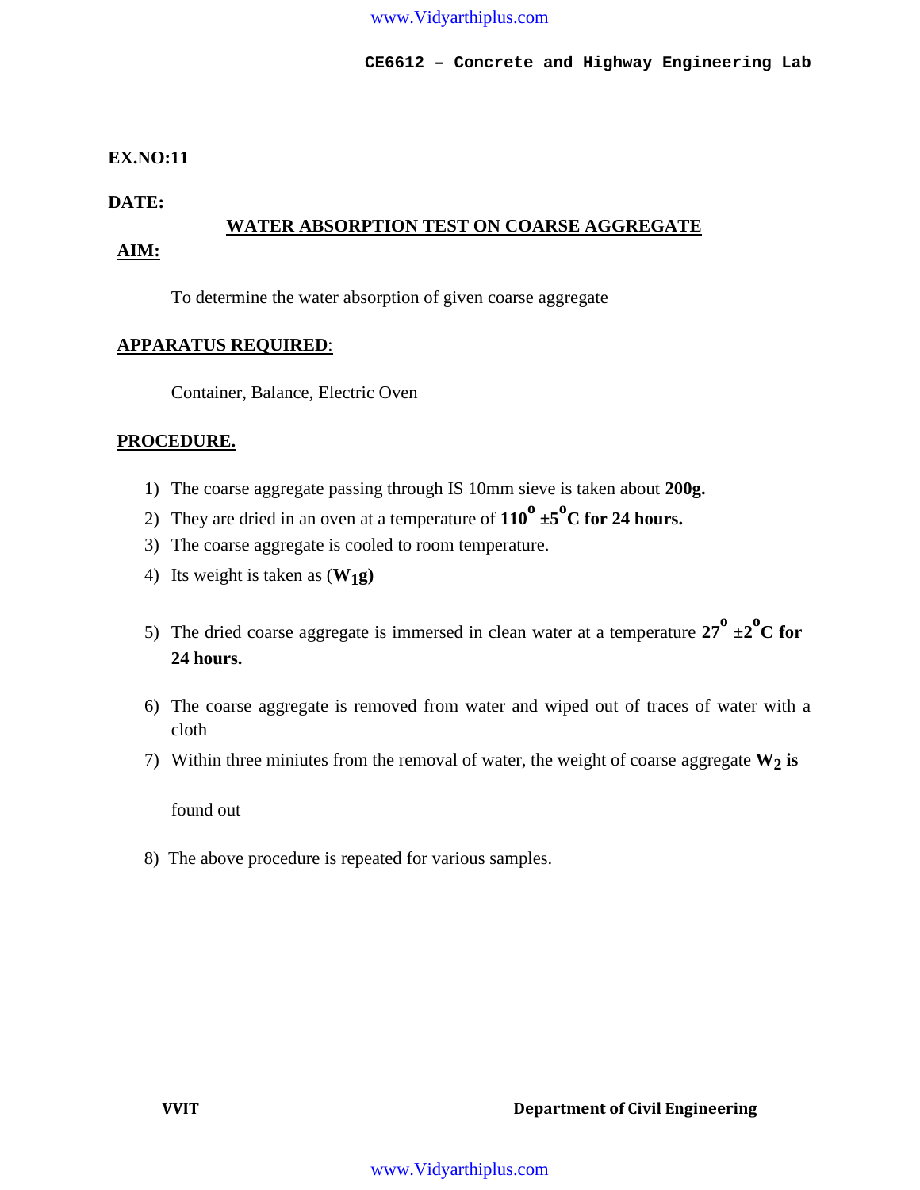**EX.NO:11**

**DATE:**

## WATER ABSORPTION TEST ON COARSE AGGREGATE

**AIM:**

To determine the water absorption of given coarse aggregate

**APPARATUS REQUIRED**:

Container, Balance, Electric Oven

**PROCEDURE.**

1) The coarse aggregate passing through IS 10mm sieve is taken about **200g.**
2) They are dried in an oven at a temperature of **$110^o \pm 5^o$C for 24 hours.**
3) The coarse aggregate is cooled to room temperature.
4) Its weight is taken as (**$W_1$g)**
5) The dried coarse aggregate is immersed in clean water at a temperature **$27^o \pm 2^o$C for 24 hours.**
6) The coarse aggregate is removed from water and wiped out of traces of water with a cloth
7) Within three miniutes from the removal of water, the weight of coarse aggregate **$W_2$ is** found out
8) The above procedure is repeated for various samples.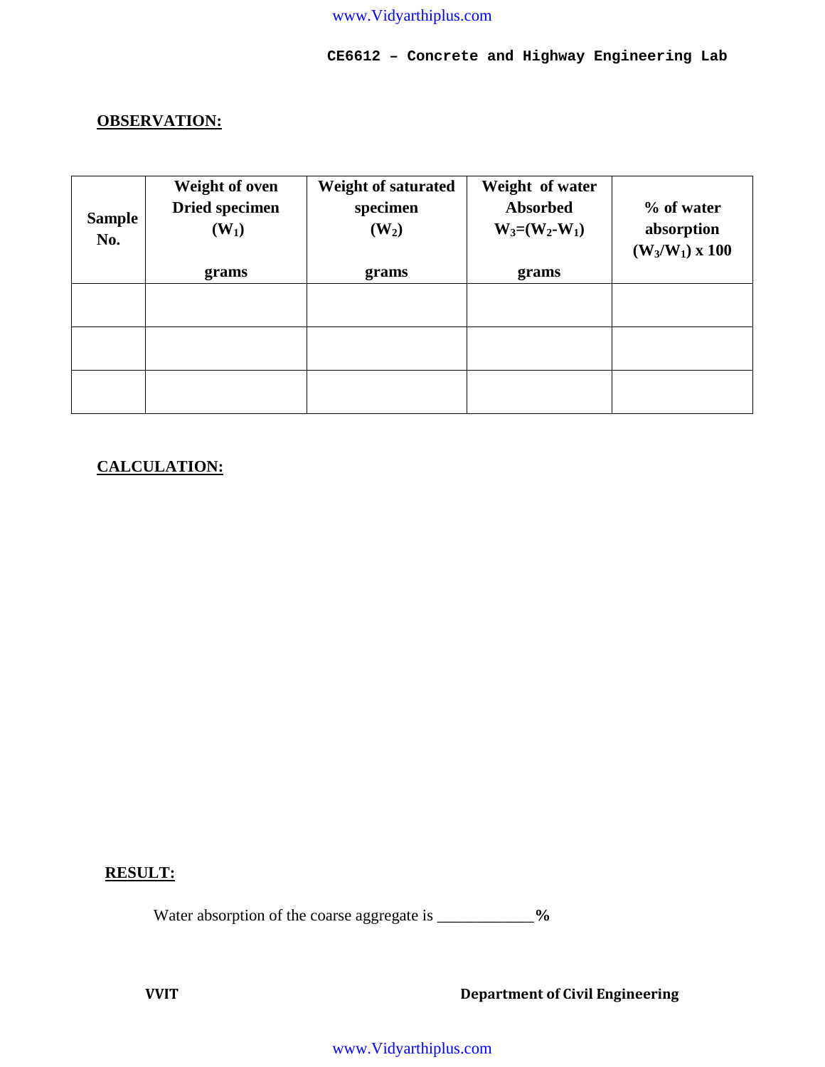## OBSERVATION:

| Sample No. | Weight of oven Dried specimen ($W_1$) grams | Weight of saturated specimen ($W_2$) grams | Weight of water Absorbed $W_3=(W_2-W_1)$ grams | % of water absorption $(W_3/W_1) \times 100$ |
|---|---|---|---|---|
| | | | | |
| | | | | |
| | | | | |

## CALCULATION:

## RESULT:

Water absorption of the coarse aggregate is ____________**%**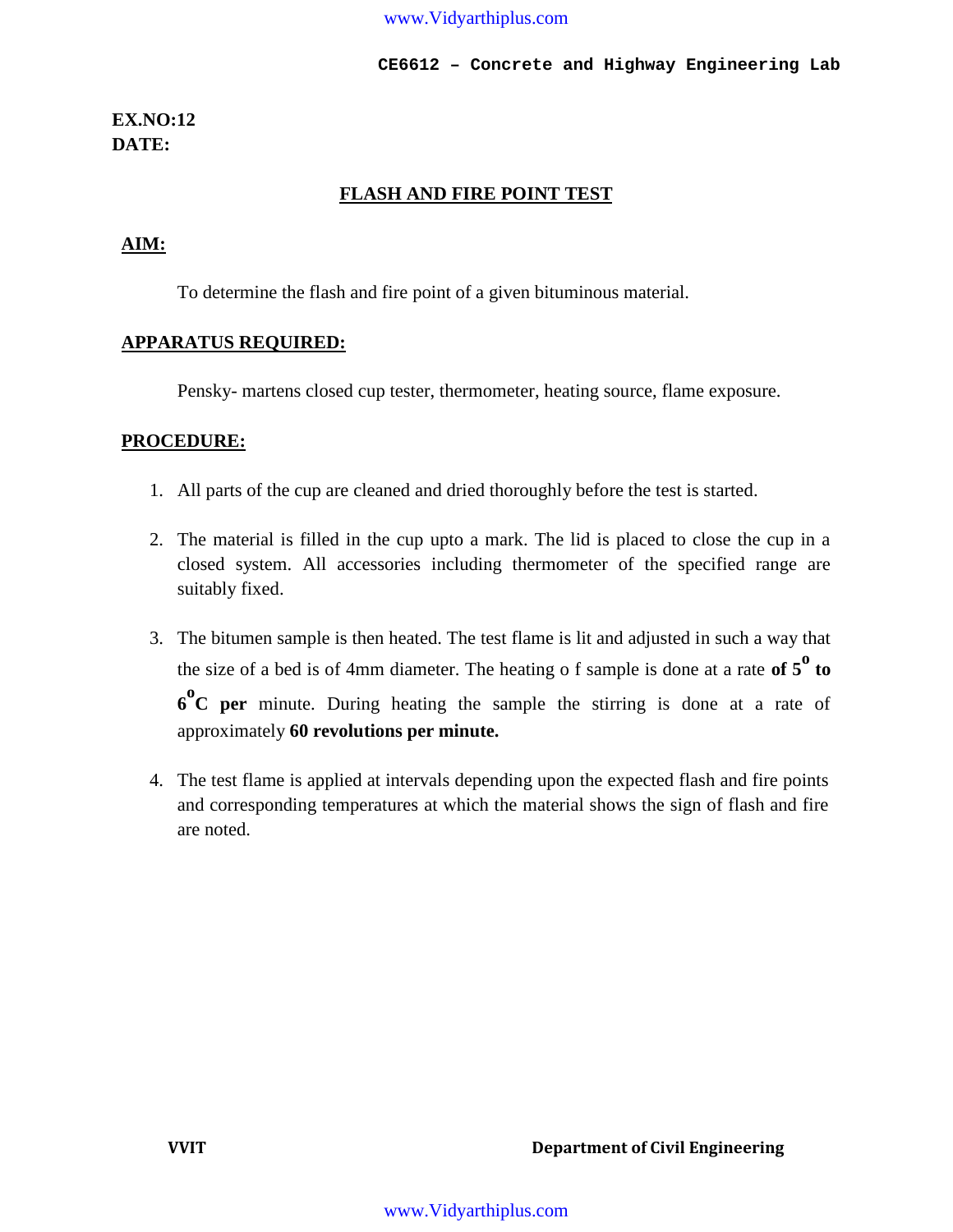**EX.NO:12**
**DATE:**

## FLASH AND FIRE POINT TEST

### AIM:

To determine the flash and fire point of a given bituminous material.

### APPARATUS REQUIRED:

Pensky- martens closed cup tester, thermometer, heating source, flame exposure.

### PROCEDURE:

1. All parts of the cup are cleaned and dried thoroughly before the test is started.
2. The material is filled in the cup upto a mark. The lid is placed to close the cup in a closed system. All accessories including thermometer of the specified range are suitably fixed.
3. The bitumen sample is then heated. The test flame is lit and adjusted in such a way that the size of a bed is of 4mm diameter. The heating o f sample is done at a rate **of 5$^{o}$ to 6$^{o}$C per** minute. During heating the sample the stirring is done at a rate of approximately **60 revolutions per minute.**
4. The test flame is applied at intervals depending upon the expected flash and fire points and corresponding temperatures at which the material shows the sign of flash and fire are noted.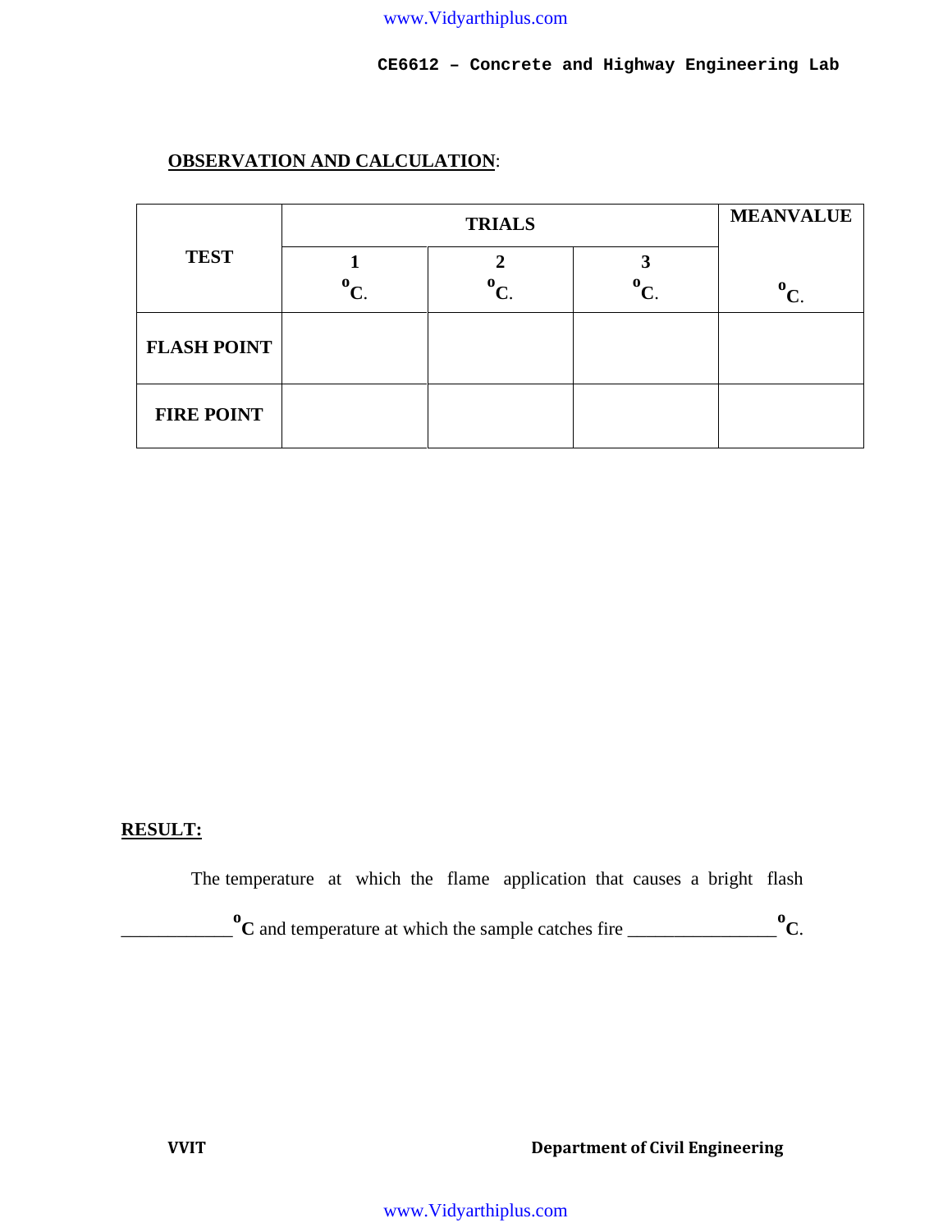**OBSERVATION AND CALCULATION**:

| TEST | TRIALS | | | MEANVALUE |
|---|---|---|---|---|
| | 1 $^{o}$C. | 2 $^{o}$C. | 3 $^{o}$C. | $^{o}$C. |
| **FLASH POINT** | | | | |
| **FIRE POINT** | | | | |

**RESULT:**

The temperature at which the flame application that causes a bright flash ____________ $^{o}$C and temperature at which the sample catches fire ________________ $^{o}$C.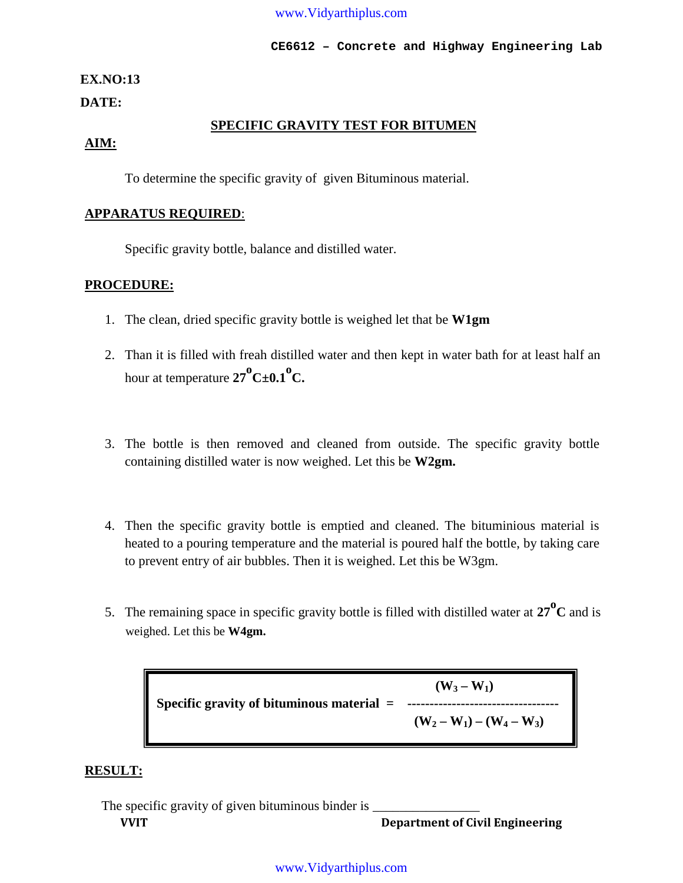**EX.NO:13**

**DATE:**

## SPECIFIC GRAVITY TEST FOR BITUMEN

**AIM:**

To determine the specific gravity of given Bituminous material.

**APPARATUS REQUIRED:**

Specific gravity bottle, balance and distilled water.

**PROCEDURE:**

1. The clean, dried specific gravity bottle is weighed let that be **W1gm**
2. Than it is filled with freah distilled water and then kept in water bath for at least half an hour at temperature **$27^oC\pm0.1^oC$.**
3. The bottle is then removed and cleaned from outside. The specific gravity bottle containing distilled water is now weighed. Let this be **W2gm.**
4. Then the specific gravity bottle is emptied and cleaned. The bituminious material is heated to a pouring temperature and the material is poured half the bottle, by taking care to prevent entry of air bubbles. Then it is weighed. Let this be W3gm.
5. The remaining space in specific gravity bottle is filled with distilled water at **$27^oC$** and is weighed. Let this be **W4gm.**

$$\text{Specific gravity of bituminous material} = \frac{(W_3 - W_1)}{(W_2 - W_1) - (W_4 - W_3)}$$

**RESULT:**

The specific gravity of given bituminous binder is ________________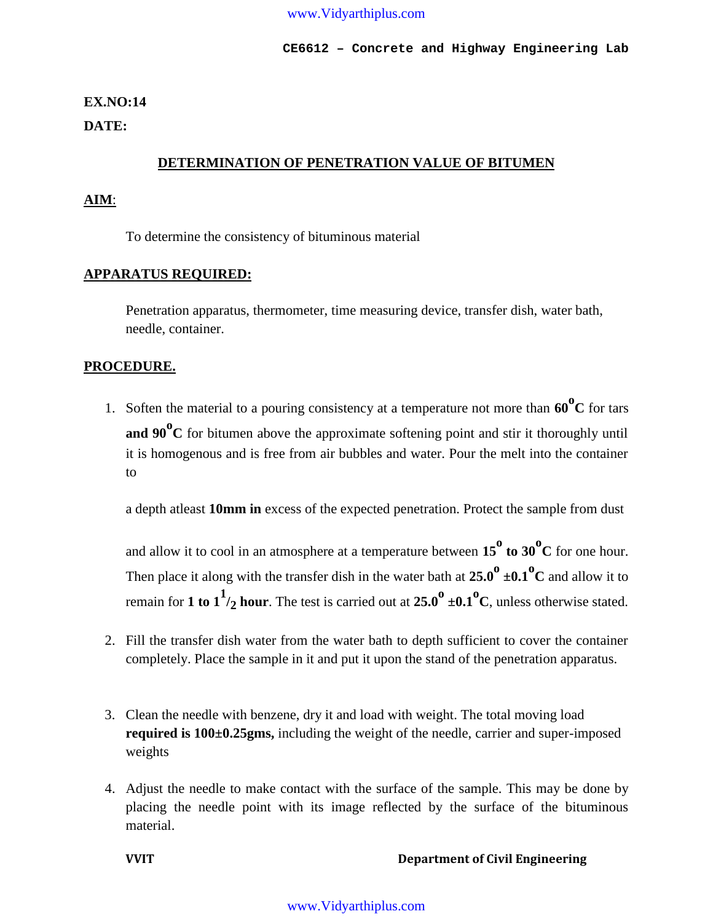**EX.NO:14**

**DATE:**

## DETERMINATION OF PENETRATION VALUE OF BITUMEN

**AIM**:

To determine the consistency of bituminous material

**APPARATUS REQUIRED:**

Penetration apparatus, thermometer, time measuring device, transfer dish, water bath, needle, container.

**PROCEDURE.**

1. Soften the material to a pouring consistency at a temperature not more than **60$^{o}$C** for tars **and 90$^{o}$C** for bitumen above the approximate softening point and stir it thoroughly until it is homogenous and is free from air bubbles and water. Pour the melt into the container to

   a depth atleast **10mm in** excess of the expected penetration. Protect the sample from dust

   and allow it to cool in an atmosphere at a temperature between **15$^{o}$ to 30$^{o}$C** for one hour. Then place it along with the transfer dish in the water bath at **25.0$^{o}$ ±0.1$^{o}$C** and allow it to remain for **1 to 1$^{1}/_{2}$ hour**. The test is carried out at **25.0$^{o}$ ±0.1$^{o}$C**, unless otherwise stated.

2. Fill the transfer dish water from the water bath to depth sufficient to cover the container completely. Place the sample in it and put it upon the stand of the penetration apparatus.

3. Clean the needle with benzene, dry it and load with weight. The total moving load **required is 100±0.25gms,** including the weight of the needle, carrier and super-imposed weights

4. Adjust the needle to make contact with the surface of the sample. This may be done by placing the needle point with its image reflected by the surface of the bituminous material.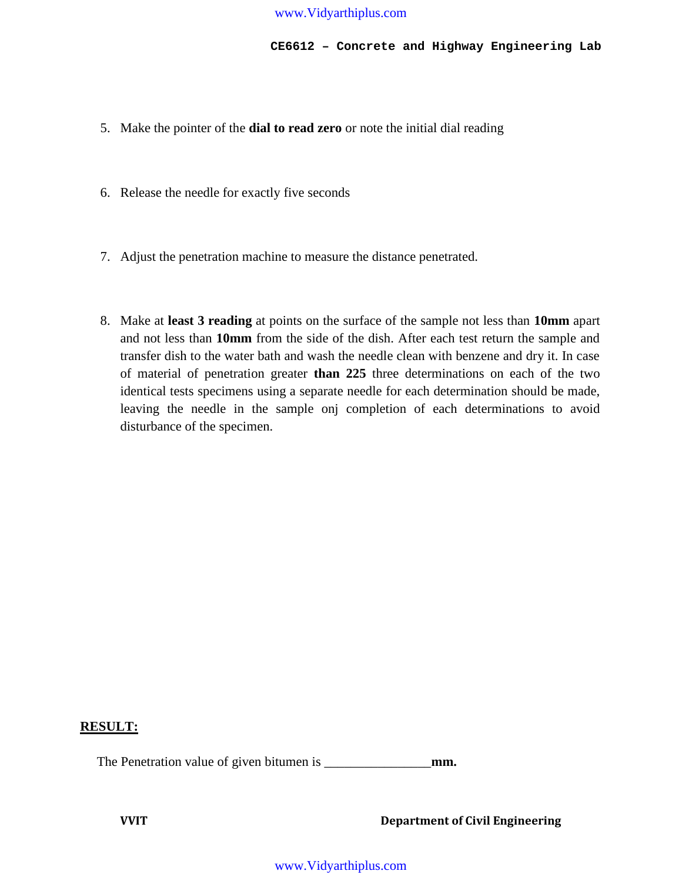5. Make the pointer of the **dial to read zero** or note the initial dial reading

6. Release the needle for exactly five seconds

7. Adjust the penetration machine to measure the distance penetrated.

8. Make at **least 3 reading** at points on the surface of the sample not less than **10mm** apart and not less than **10mm** from the side of the dish. After each test return the sample and transfer dish to the water bath and wash the needle clean with benzene and dry it. In case of material of penetration greater **than 225** three determinations on each of the two identical tests specimens using a separate needle for each determination should be made, leaving the needle in the sample onj completion of each determinations to avoid disturbance of the specimen.

**RESULT:**

The Penetration value of given bitumen is ________________**mm.**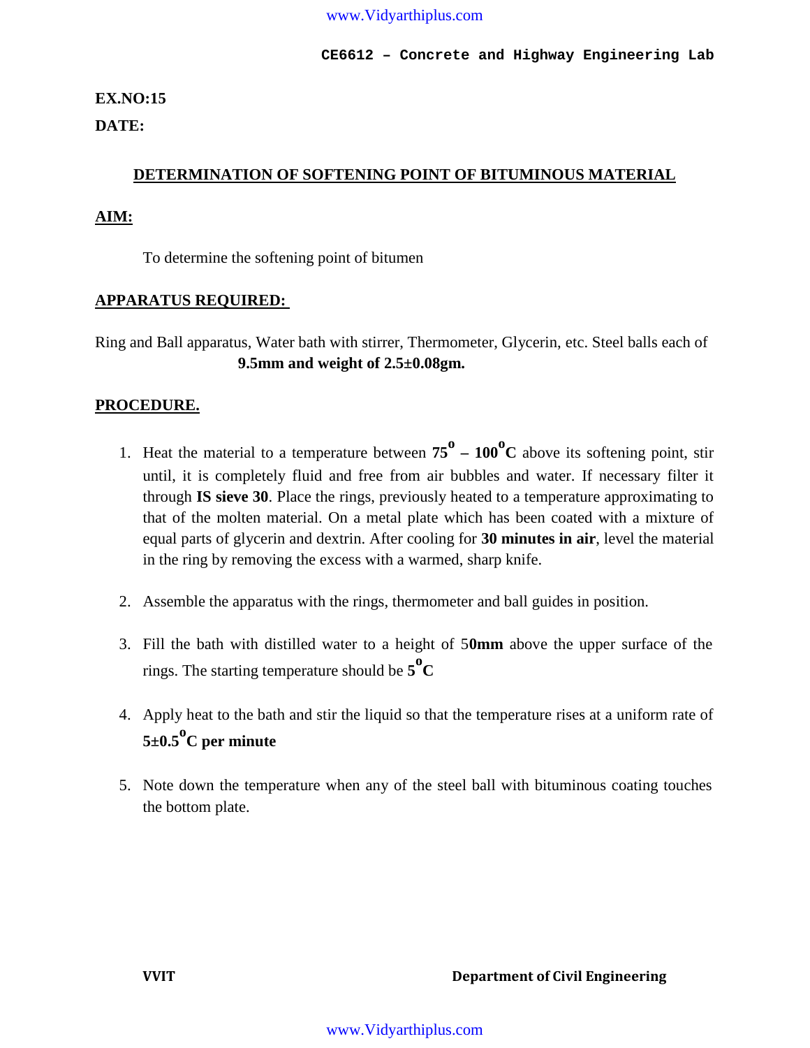**EX.NO:15**

**DATE:**

## DETERMINATION OF SOFTENING POINT OF BITUMINOUS MATERIAL

**AIM:**

To determine the softening point of bitumen

**APPARATUS REQUIRED:**

Ring and Ball apparatus, Water bath with stirrer, Thermometer, Glycerin, etc. Steel balls each of **9.5mm and weight of 2.5±0.08gm.**

**PROCEDURE.**

1. Heat the material to a temperature between **$75^o$ – $100^o$C** above its softening point, stir until, it is completely fluid and free from air bubbles and water. If necessary filter it through **IS sieve 30**. Place the rings, previously heated to a temperature approximating to that of the molten material. On a metal plate which has been coated with a mixture of equal parts of glycerin and dextrin. After cooling for **30 minutes in air**, level the material in the ring by removing the excess with a warmed, sharp knife.

2. Assemble the apparatus with the rings, thermometer and ball guides in position.

3. Fill the bath with distilled water to a height of 5**0mm** above the upper surface of the rings. The starting temperature should be **$5^o$C**

4. Apply heat to the bath and stir the liquid so that the temperature rises at a uniform rate of **5±0.5$^o$C per minute**

5. Note down the temperature when any of the steel ball with bituminous coating touches the bottom plate.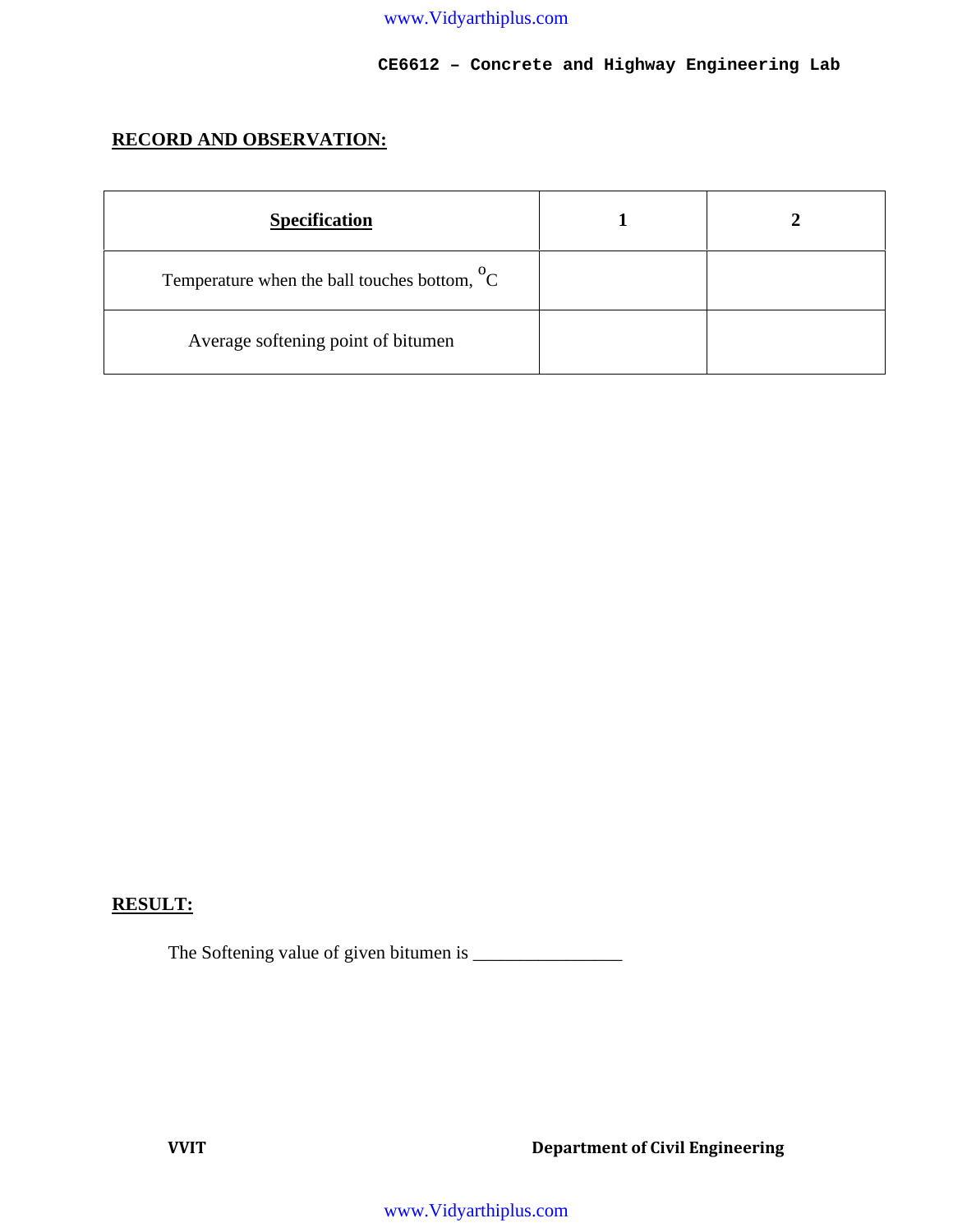**RECORD AND OBSERVATION:**

| **Specification** | **1** | **2** |
|---|---|---|
| Temperature when the ball touches bottom, $^{o}C$ | | |
| Average softening point of bitumen | | |

**RESULT:**

The Softening value of given bitumen is _______________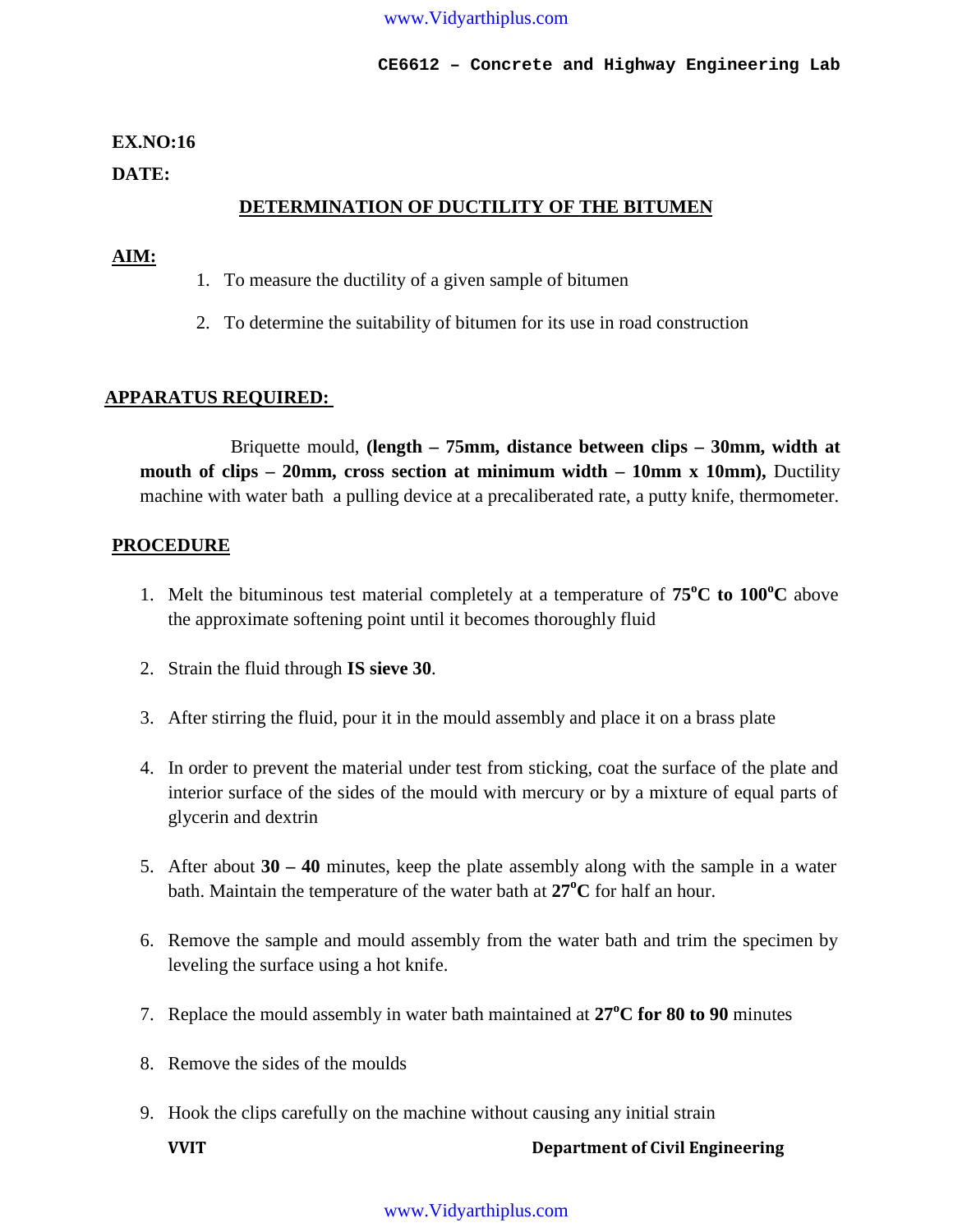**EX.NO:16**

**DATE:**

## DETERMINATION OF DUCTILITY OF THE BITUMEN

**AIM:**

1. To measure the ductility of a given sample of bitumen
2. To determine the suitability of bitumen for its use in road construction

**APPARATUS REQUIRED:**

Briquette mould, **(length – 75mm, distance between clips – 30mm, width at mouth of clips – 20mm, cross section at minimum width – 10mm x 10mm),** Ductility machine with water bath a pulling device at a precaliberated rate, a putty knife, thermometer.

**PROCEDURE**

1. Melt the bituminous test material completely at a temperature of **75$^o$C to 100$^o$C** above the approximate softening point until it becomes thoroughly fluid
2. Strain the fluid through **IS sieve 30**.
3. After stirring the fluid, pour it in the mould assembly and place it on a brass plate
4. In order to prevent the material under test from sticking, coat the surface of the plate and interior surface of the sides of the mould with mercury or by a mixture of equal parts of glycerin and dextrin
5. After about **30 – 40** minutes, keep the plate assembly along with the sample in a water bath. Maintain the temperature of the water bath at **27$^o$C** for half an hour.
6. Remove the sample and mould assembly from the water bath and trim the specimen by leveling the surface using a hot knife.
7. Replace the mould assembly in water bath maintained at **27$^o$C for 80 to 90** minutes
8. Remove the sides of the moulds
9. Hook the clips carefully on the machine without causing any initial strain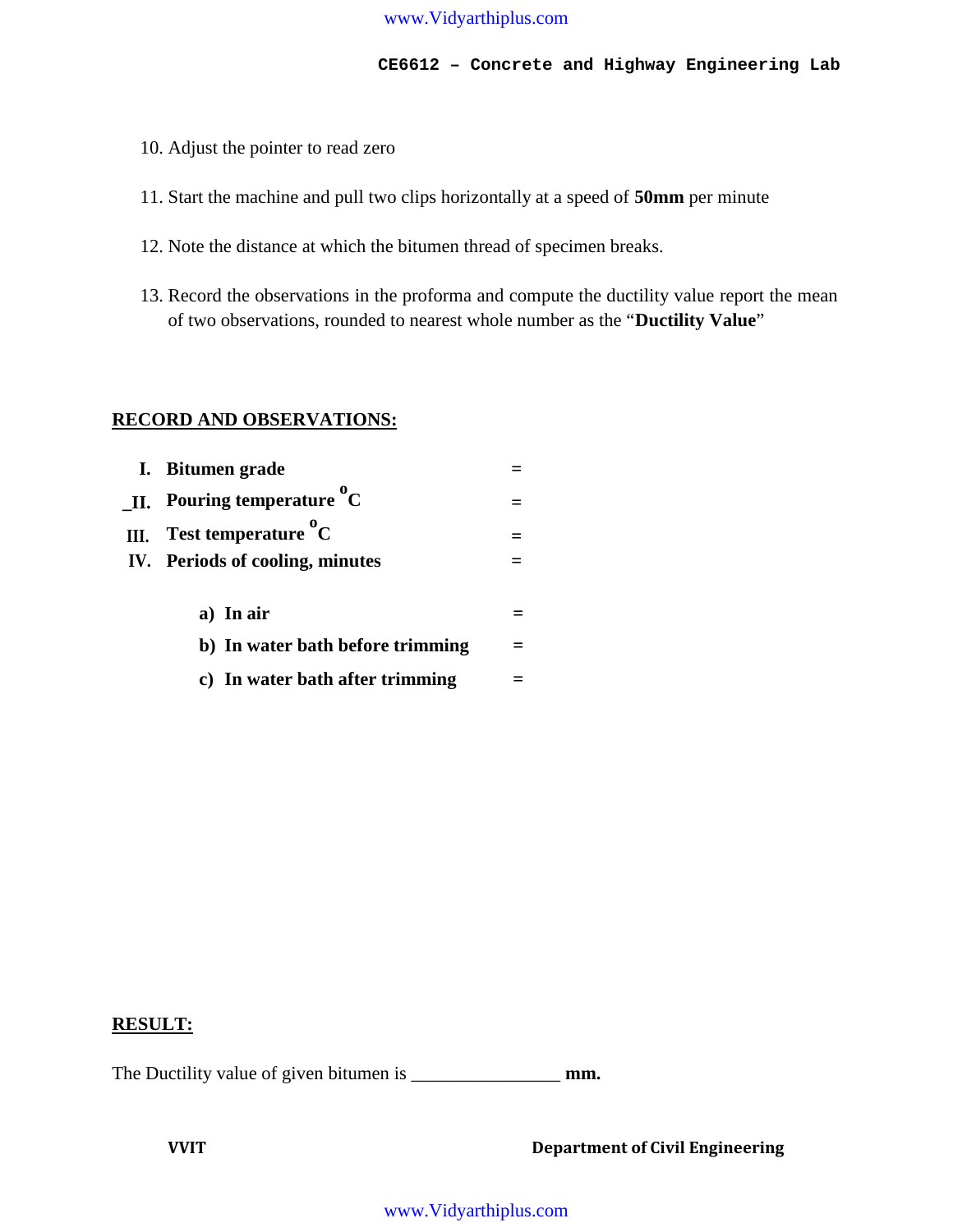10. Adjust the pointer to read zero

11. Start the machine and pull two clips horizontally at a speed of **50mm** per minute

12. Note the distance at which the bitumen thread of specimen breaks.

13. Record the observations in the proforma and compute the ductility value report the mean of two observations, rounded to nearest whole number as the "**Ductility Value**"

## RECORD AND OBSERVATIONS:

**I. Bitumen grade** =

**II. Pouring temperature $^{o}C$** =

**III. Test temperature $^{o}C$** =

**IV. Periods of cooling, minutes** =

- **a) In air** =
- **b) In water bath before trimming** =
- **c) In water bath after trimming** =

## RESULT:

The Ductility value of given bitumen is _______________ **mm.**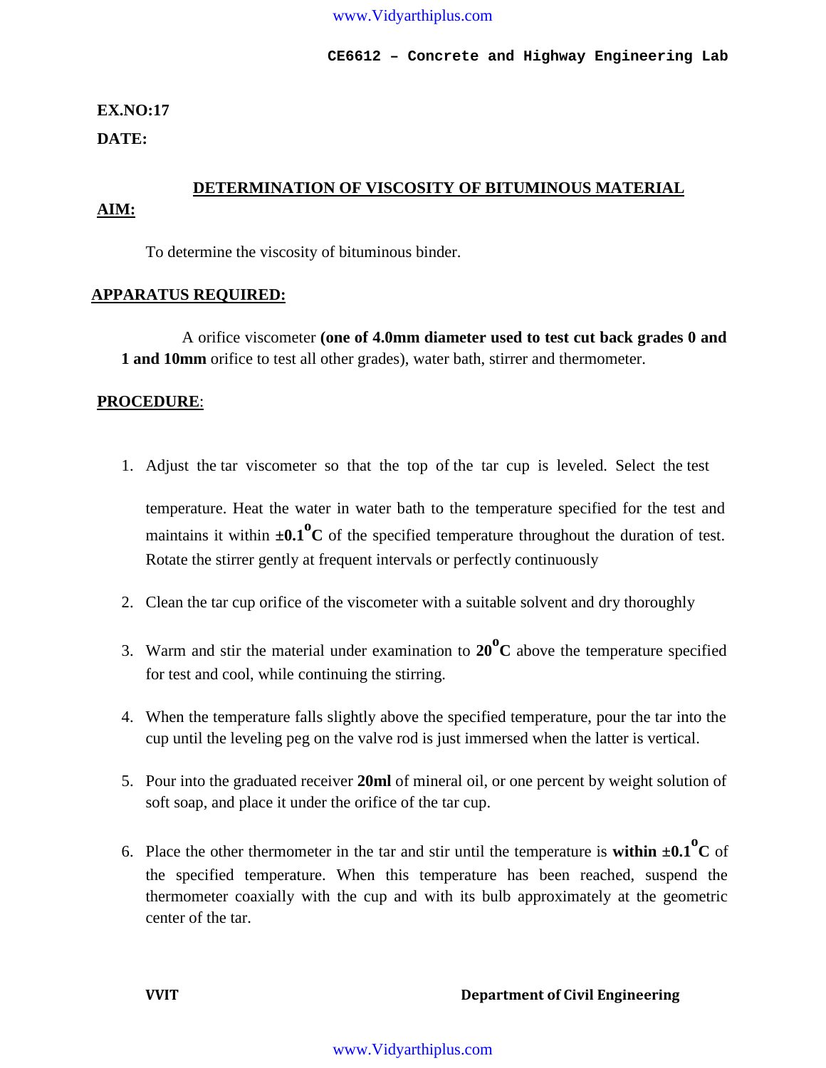**EX.NO:17**

**DATE:**

## DETERMINATION OF VISCOSITY OF BITUMINOUS MATERIAL

**AIM:**

To determine the viscosity of bituminous binder.

**APPARATUS REQUIRED:**

A orifice viscometer **(one of 4.0mm diameter used to test cut back grades 0 and 1 and 10mm** orifice to test all other grades), water bath, stirrer and thermometer.

**PROCEDURE**:

1. Adjust the tar viscometer so that the top of the tar cup is leveled. Select the test temperature. Heat the water in water bath to the temperature specified for the test and maintains it within **±0.1$^o$C** of the specified temperature throughout the duration of test. Rotate the stirrer gently at frequent intervals or perfectly continuously
2. Clean the tar cup orifice of the viscometer with a suitable solvent and dry thoroughly
3. Warm and stir the material under examination to **20$^o$C** above the temperature specified for test and cool, while continuing the stirring.
4. When the temperature falls slightly above the specified temperature, pour the tar into the cup until the leveling peg on the valve rod is just immersed when the latter is vertical.
5. Pour into the graduated receiver **20ml** of mineral oil, or one percent by weight solution of soft soap, and place it under the orifice of the tar cup.
6. Place the other thermometer in the tar and stir until the temperature is **within ±0.1$^o$C** of the specified temperature. When this temperature has been reached, suspend the thermometer coaxially with the cup and with its bulb approximately at the geometric center of the tar.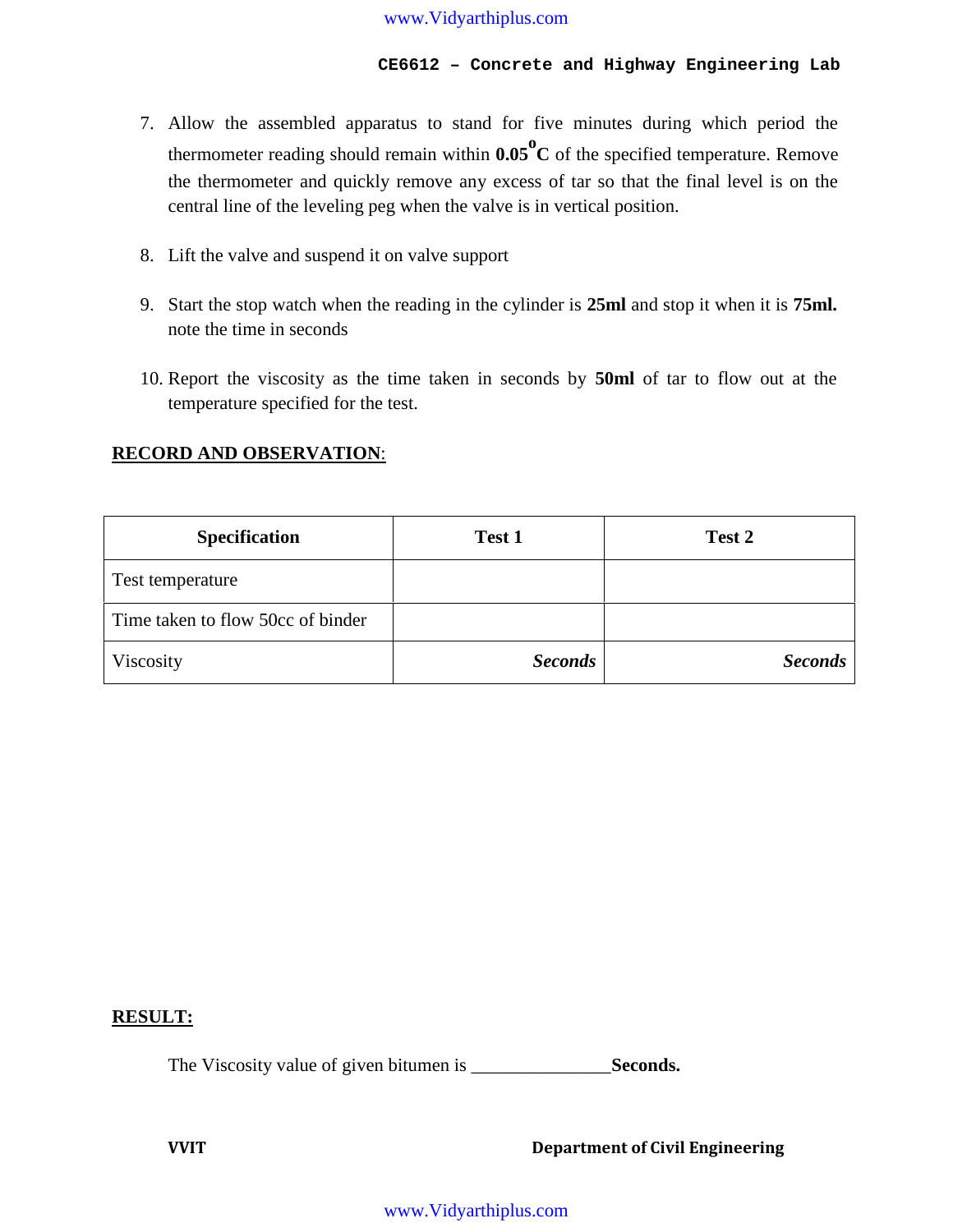7. Allow the assembled apparatus to stand for five minutes during which period the thermometer reading should remain within **0.05$^o$C** of the specified temperature. Remove the thermometer and quickly remove any excess of tar so that the final level is on the central line of the leveling peg when the valve is in vertical position.

8. Lift the valve and suspend it on valve support

9. Start the stop watch when the reading in the cylinder is **25ml** and stop it when it is **75ml.** note the time in seconds

10. Report the viscosity as the time taken in seconds by **50ml** of tar to flow out at the temperature specified for the test.

**RECORD AND OBSERVATION**:

| **Specification** | **Test 1** | **Test 2** |
|---|---|---|
| Test temperature | | |
| Time taken to flow 50cc of binder | | |
| Viscosity | ***Seconds*** | ***Seconds*** |

**RESULT:**

The Viscosity value of given bitumen is _______________**Seconds.**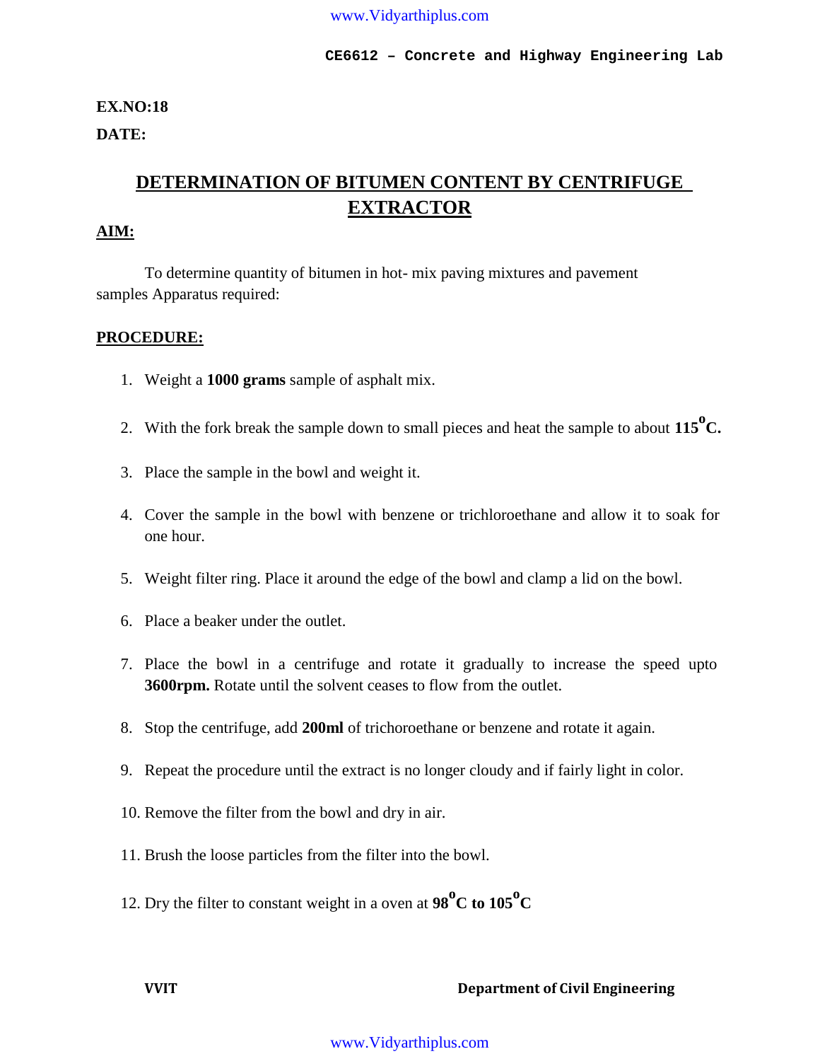**EX.NO:18**

**DATE:**

# DETERMINATION OF BITUMEN CONTENT BY CENTRIFUGE EXTRACTOR

## AIM:

To determine quantity of bitumen in hot- mix paving mixtures and pavement samples Apparatus required:

## PROCEDURE:

1. Weight a **1000 grams** sample of asphalt mix.
2. With the fork break the sample down to small pieces and heat the sample to about **115$^{o}$C.**
3. Place the sample in the bowl and weight it.
4. Cover the sample in the bowl with benzene or trichloroethane and allow it to soak for one hour.
5. Weight filter ring. Place it around the edge of the bowl and clamp a lid on the bowl.
6. Place a beaker under the outlet.
7. Place the bowl in a centrifuge and rotate it gradually to increase the speed upto **3600rpm.** Rotate until the solvent ceases to flow from the outlet.
8. Stop the centrifuge, add **200ml** of trichoroethane or benzene and rotate it again.
9. Repeat the procedure until the extract is no longer cloudy and if fairly light in color.
10. Remove the filter from the bowl and dry in air.
11. Brush the loose particles from the filter into the bowl.
12. Dry the filter to constant weight in a oven at **98$^{o}$C to 105$^{o}$C**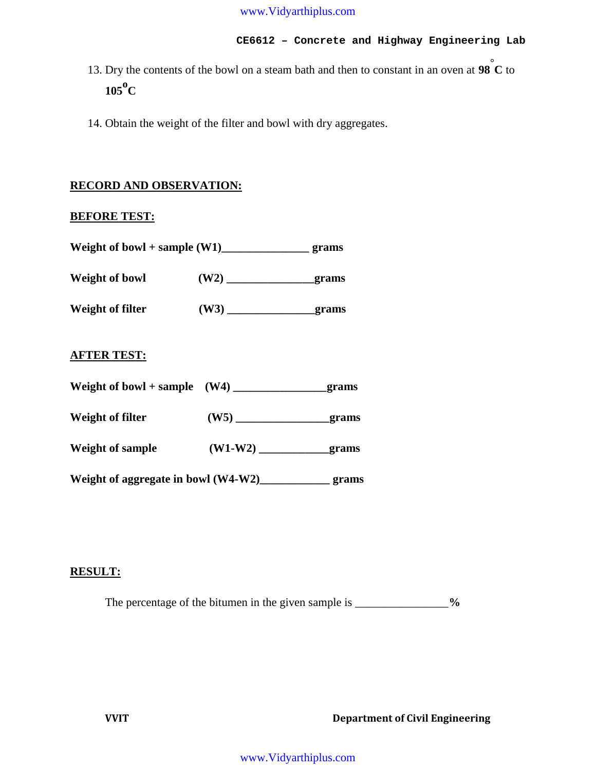13. Dry the contents of the bowl on a steam bath and then to constant in an oven at **98 °C** to **105°C**

14. Obtain the weight of the filter and bowl with dry aggregates.

## RECORD AND OBSERVATION:

### BEFORE TEST:

**Weight of bowl + sample (W1)_______________ grams**

**Weight of bowl (W2) _______________grams**

**Weight of filter (W3) _______________grams**

### AFTER TEST:

**Weight of bowl + sample (W4) ________________grams**

**Weight of filter (W5) ________________grams**

**Weight of sample (W1-W2) ____________grams**

**Weight of aggregate in bowl (W4-W2)____________ grams**

## RESULT:

The percentage of the bitumen in the given sample is ________________**%**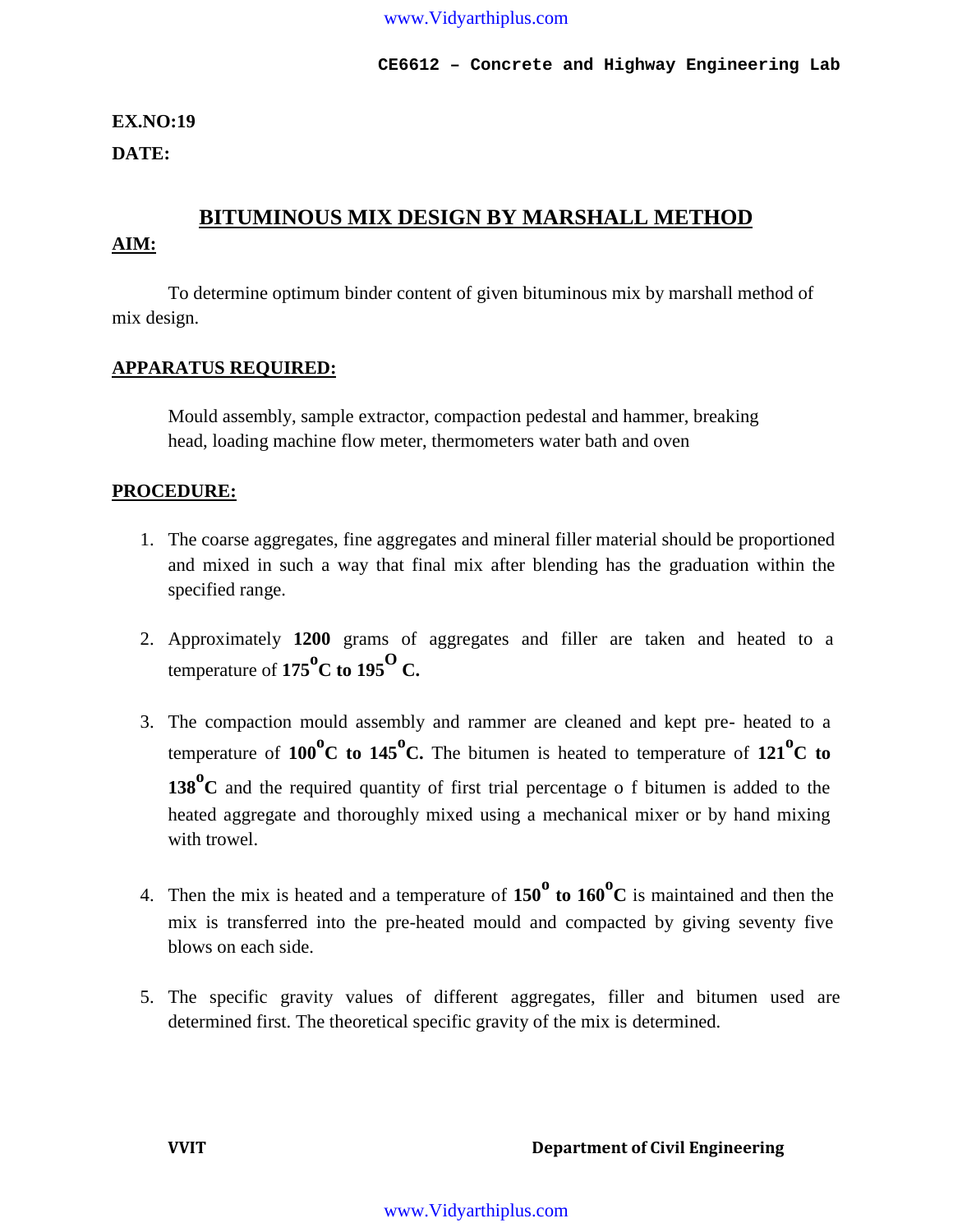**EX.NO:19**

**DATE:**

# BITUMINOUS MIX DESIGN BY MARSHALL METHOD

## AIM:

To determine optimum binder content of given bituminous mix by marshall method of mix design.

## APPARATUS REQUIRED:

Mould assembly, sample extractor, compaction pedestal and hammer, breaking head, loading machine flow meter, thermometers water bath and oven

## PROCEDURE:

1. The coarse aggregates, fine aggregates and mineral filler material should be proportioned and mixed in such a way that final mix after blending has the graduation within the specified range.

2. Approximately **1200** grams of aggregates and filler are taken and heated to a temperature of **175$^{o}$C to 195$^{O}$ C.**

3. The compaction mould assembly and rammer are cleaned and kept pre- heated to a temperature of **100$^{o}$C to 145$^{o}$C.** The bitumen is heated to temperature of **121$^{o}$C to 138$^{o}$C** and the required quantity of first trial percentage o f bitumen is added to the heated aggregate and thoroughly mixed using a mechanical mixer or by hand mixing with trowel.

4. Then the mix is heated and a temperature of **150$^{o}$ to 160$^{o}$C** is maintained and then the mix is transferred into the pre-heated mould and compacted by giving seventy five blows on each side.

5. The specific gravity values of different aggregates, filler and bitumen used are determined first. The theoretical specific gravity of the mix is determined.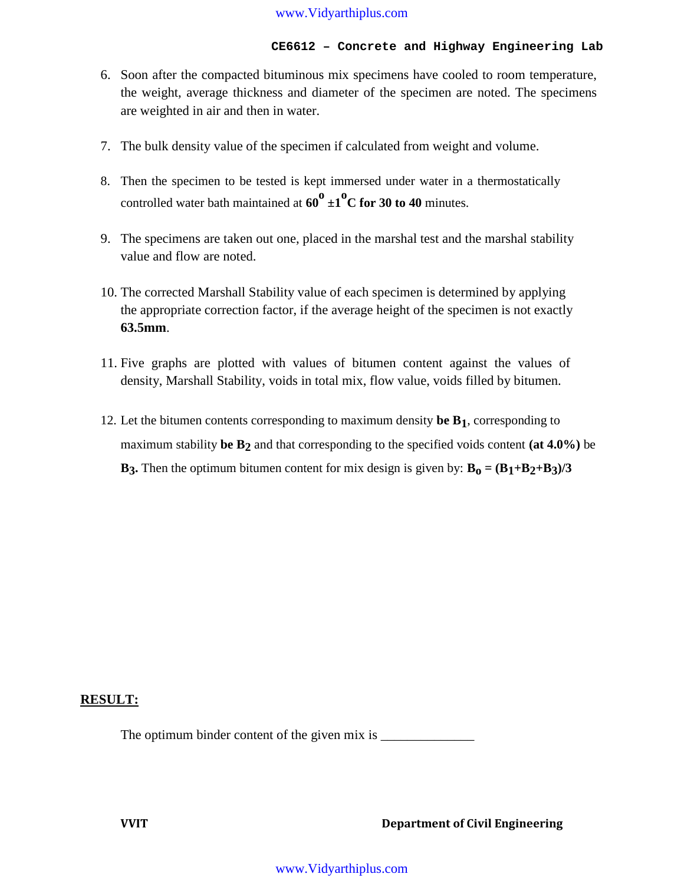6. Soon after the compacted bituminous mix specimens have cooled to room temperature, the weight, average thickness and diameter of the specimen are noted. The specimens are weighted in air and then in water.

7. The bulk density value of the specimen if calculated from weight and volume.

8. Then the specimen to be tested is kept immersed under water in a thermostatically controlled water bath maintained at **$60^{o} \pm 1^{o}$C for 30 to 40** minutes.

9. The specimens are taken out one, placed in the marshal test and the marshal stability value and flow are noted.

10. The corrected Marshall Stability value of each specimen is determined by applying the appropriate correction factor, if the average height of the specimen is not exactly **63.5mm**.

11. Five graphs are plotted with values of bitumen content against the values of density, Marshall Stability, voids in total mix, flow value, voids filled by bitumen.

12. Let the bitumen contents corresponding to maximum density **be $B_1$**, corresponding to maximum stability **be $B_2$** and that corresponding to the specified voids content **(at 4.0%)** be **$B_3$.** Then the optimum bitumen content for mix design is given by: **$B_o = (B_1+B_2+B_3)/3$**

**RESULT:**

The optimum binder content of the given mix is ______________